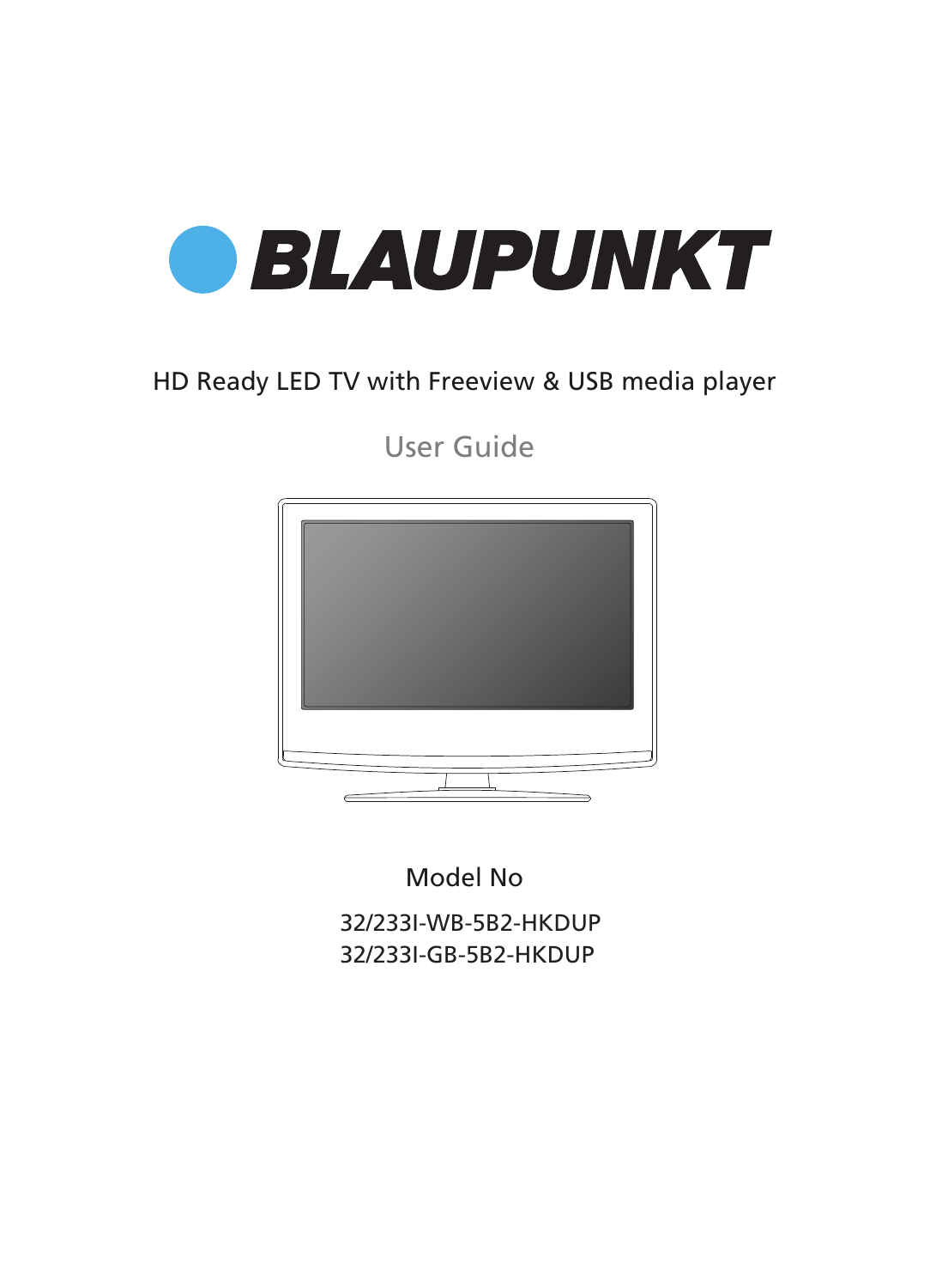# BLAUPUNKT

HD Ready LED TV with Freeview & USB media player

## User Guide

Model No

32/233I-WB-5B2-HKDUP
32/233I-GB-5B2-HKDUP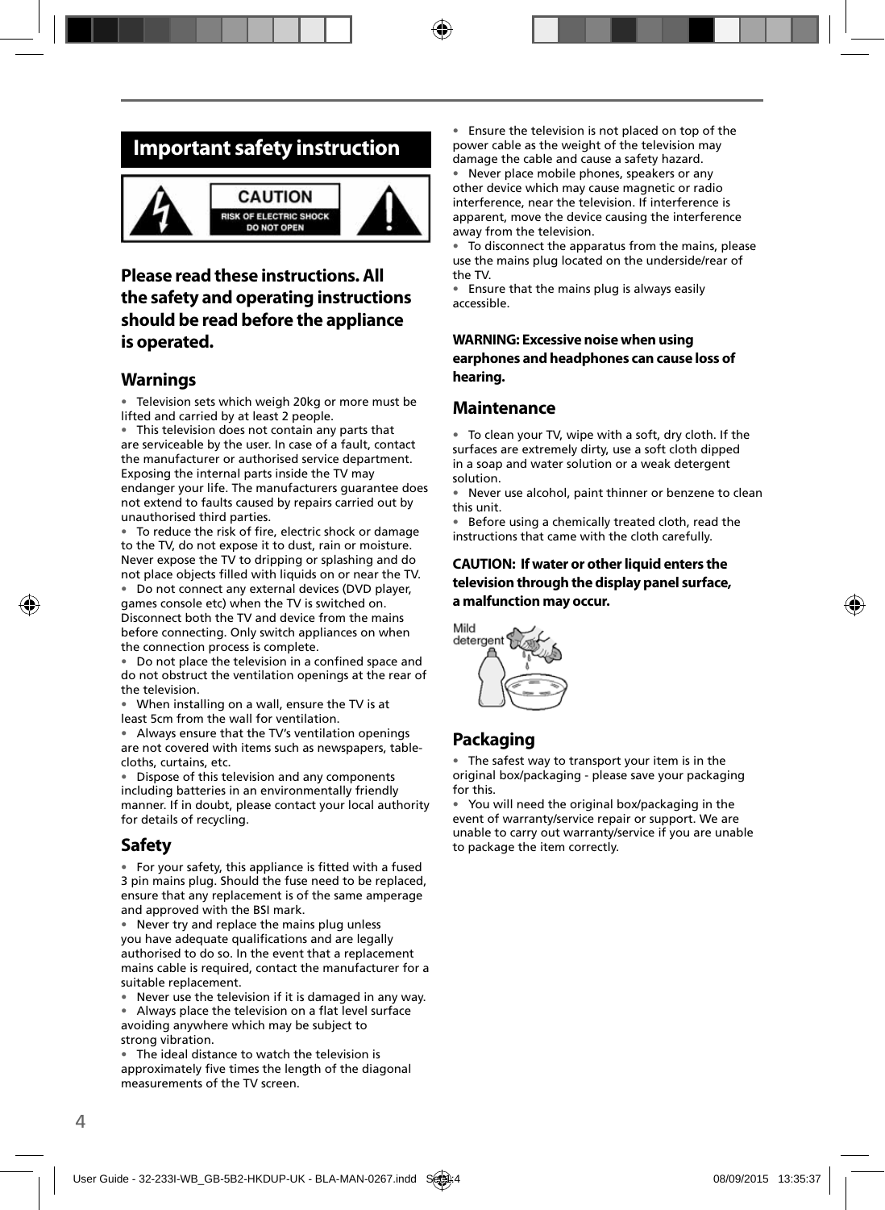# Important safety instruction

CAUTION
RISK OF ELECTRIC SHOCK
DO NOT OPEN

## Please read these instructions. All the safety and operating instructions should be read before the appliance is operated.

## Warnings

- Television sets which weigh 20kg or more must be lifted and carried by at least 2 people.
- This television does not contain any parts that are serviceable by the user. In case of a fault, contact the manufacturer or authorised service department. Exposing the internal parts inside the TV may endanger your life. The manufacturers guarantee does not extend to faults caused by repairs carried out by unauthorised third parties.
- To reduce the risk of fire, electric shock or damage to the TV, do not expose it to dust, rain or moisture. Never expose the TV to dripping or splashing and do not place objects filled with liquids on or near the TV.
- Do not connect any external devices (DVD player, games console etc) when the TV is switched on. Disconnect both the TV and device from the mains before connecting. Only switch appliances on when the connection process is complete.
- Do not place the television in a confined space and do not obstruct the ventilation openings at the rear of the television.
- When installing on a wall, ensure the TV is at least 5cm from the wall for ventilation.
- Always ensure that the TV's ventilation openings are not covered with items such as newspapers, table-cloths, curtains, etc.
- Dispose of this television and any components including batteries in an environmentally friendly manner. If in doubt, please contact your local authority for details of recycling.

## Safety

- For your safety, this appliance is fitted with a fused 3 pin mains plug. Should the fuse need to be replaced, ensure that any replacement is of the same amperage and approved with the BSI mark.
- Never try and replace the mains plug unless you have adequate qualifications and are legally authorised to do so. In the event that a replacement mains cable is required, contact the manufacturer for a suitable replacement.
- Never use the television if it is damaged in any way.
- Always place the television on a flat level surface avoiding anywhere which may be subject to strong vibration.
- The ideal distance to watch the television is approximately five times the length of the diagonal measurements of the TV screen.
- Ensure the television is not placed on top of the power cable as the weight of the television may damage the cable and cause a safety hazard.
- Never place mobile phones, speakers or any other device which may cause magnetic or radio interference, near the television. If interference is apparent, move the device causing the interference away from the television.
- To disconnect the apparatus from the mains, please use the mains plug located on the underside/rear of the TV.
- Ensure that the mains plug is always easily accessible.

**WARNING: Excessive noise when using earphones and headphones can cause loss of hearing.**

## Maintenance

- To clean your TV, wipe with a soft, dry cloth. If the surfaces are extremely dirty, use a soft cloth dipped in a soap and water solution or a weak detergent solution.
- Never use alcohol, paint thinner or benzene to clean this unit.
- Before using a chemically treated cloth, read the instructions that came with the cloth carefully.

**CAUTION: If water or other liquid enters the television through the display panel surface, a malfunction may occur.**

Mild detergent

## Packaging

- The safest way to transport your item is in the original box/packaging - please save your packaging for this.
- You will need the original box/packaging in the event of warranty/service repair or support. We are unable to carry out warranty/service if you are unable to package the item correctly.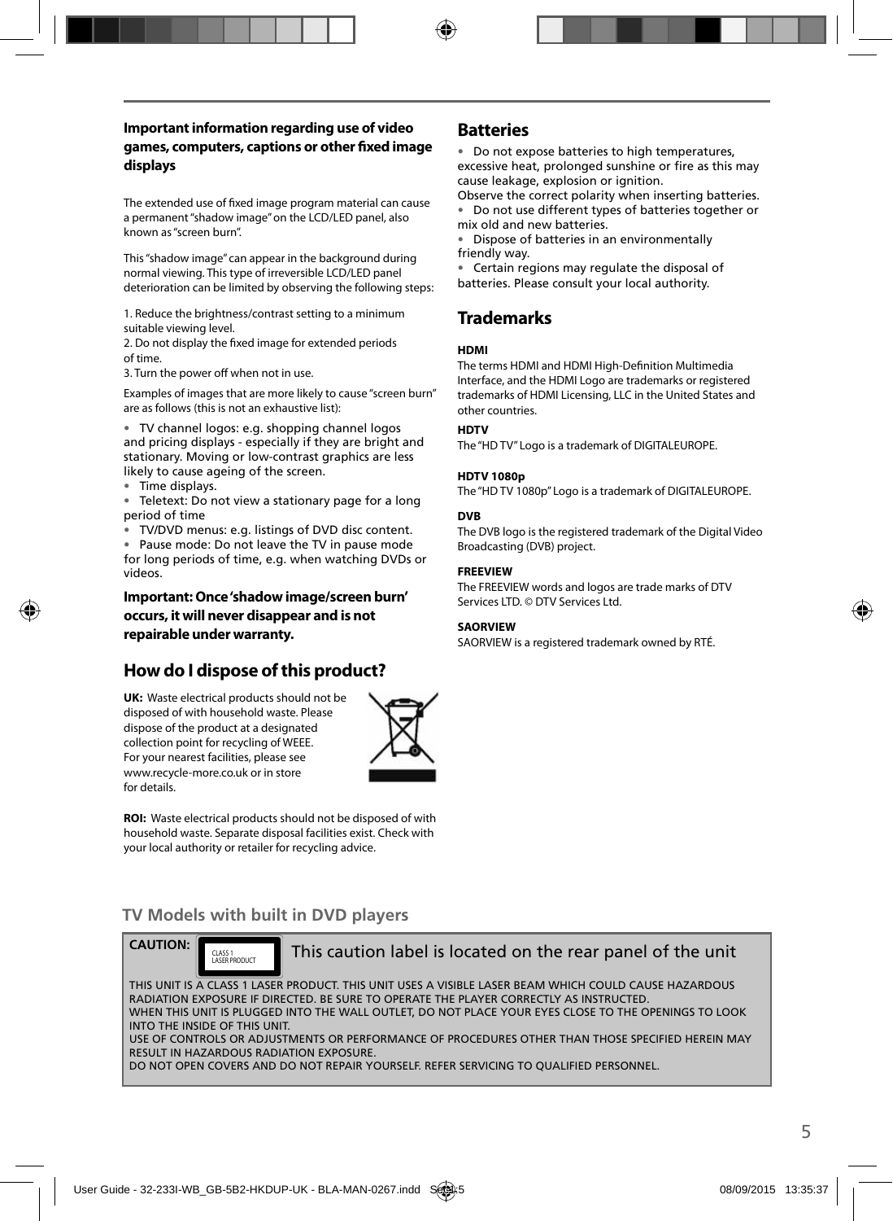### Important information regarding use of video games, computers, captions or other fixed image displays

The extended use of fixed image program material can cause a permanent "shadow image" on the LCD/LED panel, also known as "screen burn".

This "shadow image" can appear in the background during normal viewing. This type of irreversible LCD/LED panel deterioration can be limited by observing the following steps:

1. Reduce the brightness/contrast setting to a minimum suitable viewing level.
2. Do not display the fixed image for extended periods of time.
3. Turn the power off when not in use.

Examples of images that are more likely to cause "screen burn" are as follows (this is not an exhaustive list):

- TV channel logos: e.g. shopping channel logos and pricing displays - especially if they are bright and stationary. Moving or low-contrast graphics are less likely to cause ageing of the screen.
- Time displays.
- Teletext: Do not view a stationary page for a long period of time
- TV/DVD menus: e.g. listings of DVD disc content.
- Pause mode: Do not leave the TV in pause mode for long periods of time, e.g. when watching DVDs or videos.

**Important: Once 'shadow image/screen burn' occurs, it will never disappear and is not repairable under warranty.**

## How do I dispose of this product?

**UK:** Waste electrical products should not be disposed of with household waste. Please dispose of the product at a designated collection point for recycling of WEEE. For your nearest facilities, please see www.recycle-more.co.uk or in store for details.

**ROI:** Waste electrical products should not be disposed of with household waste. Separate disposal facilities exist. Check with your local authority or retailer for recycling advice.

## Batteries

- Do not expose batteries to high temperatures, excessive heat, prolonged sunshine or fire as this may cause leakage, explosion or ignition.

Observe the correct polarity when inserting batteries.

- Do not use different types of batteries together or mix old and new batteries.
- Dispose of batteries in an environmentally friendly way.
- Certain regions may regulate the disposal of batteries. Please consult your local authority.

## Trademarks

**HDMI**

The terms HDMI and HDMI High-Definition Multimedia Interface, and the HDMI Logo are trademarks or registered trademarks of HDMI Licensing, LLC in the United States and other countries.

**HDTV**

The "HD TV" Logo is a trademark of DIGITALEUROPE.

**HDTV 1080p**

The "HD TV 1080p" Logo is a trademark of DIGITALEUROPE.

**DVB**

The DVB logo is the registered trademark of the Digital Video Broadcasting (DVB) project.

**FREEVIEW**

The FREEVIEW words and logos are trade marks of DTV Services LTD. © DTV Services Ltd.

**SAORVIEW**

SAORVIEW is a registered trademark owned by RTÉ.

## TV Models with built in DVD players

**CAUTION:** CLASS 1 LASER PRODUCT — This caution label is located on the rear panel of the unit

THIS UNIT IS A CLASS 1 LASER PRODUCT. THIS UNIT USES A VISIBLE LASER BEAM WHICH COULD CAUSE HAZARDOUS RADIATION EXPOSURE IF DIRECTED. BE SURE TO OPERATE THE PLAYER CORRECTLY AS INSTRUCTED.
WHEN THIS UNIT IS PLUGGED INTO THE WALL OUTLET, DO NOT PLACE YOUR EYES CLOSE TO THE OPENINGS TO LOOK INTO THE INSIDE OF THIS UNIT.
USE OF CONTROLS OR ADJUSTMENTS OR PERFORMANCE OF PROCEDURES OTHER THAN THOSE SPECIFIED HEREIN MAY RESULT IN HAZARDOUS RADIATION EXPOSURE.
DO NOT OPEN COVERS AND DO NOT REPAIR YOURSELF. REFER SERVICING TO QUALIFIED PERSONNEL.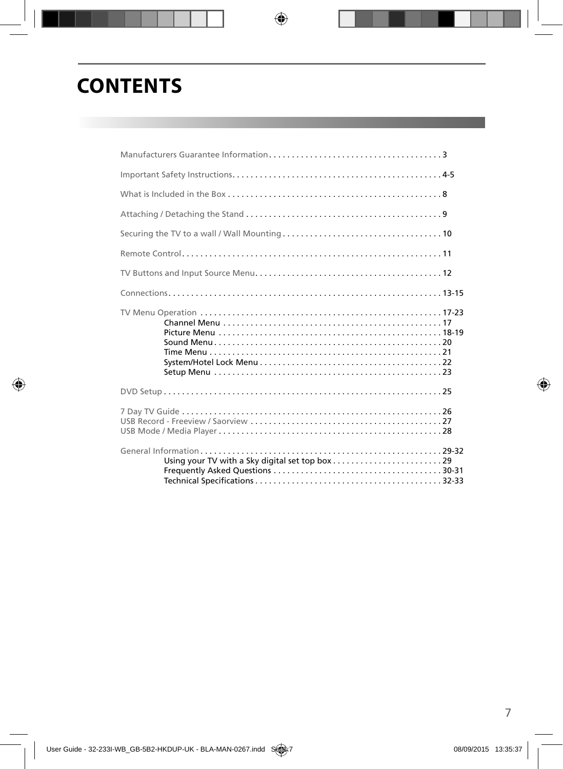# CONTENTS

Manufacturers Guarantee Information . . . . . . . . . . . . . . . . . . . . . . . . . . . . . . . . . . . . . . 3

Important Safety Instructions. . . . . . . . . . . . . . . . . . . . . . . . . . . . . . . . . . . . . . . . . . . . . 4-5

What is Included in the Box . . . . . . . . . . . . . . . . . . . . . . . . . . . . . . . . . . . . . . . . . . . . . . 8

Attaching / Detaching the Stand . . . . . . . . . . . . . . . . . . . . . . . . . . . . . . . . . . . . . . . . . . . 9

Securing the TV to a wall / Wall Mounting . . . . . . . . . . . . . . . . . . . . . . . . . . . . . . . . . . . 10

Remote Control . . . . . . . . . . . . . . . . . . . . . . . . . . . . . . . . . . . . . . . . . . . . . . . . . . . . . . . . 11

TV Buttons and Input Source Menu. . . . . . . . . . . . . . . . . . . . . . . . . . . . . . . . . . . . . . . . . 12

Connections. . . . . . . . . . . . . . . . . . . . . . . . . . . . . . . . . . . . . . . . . . . . . . . . . . . . . . . . . . . 13-15

TV Menu Operation . . . . . . . . . . . . . . . . . . . . . . . . . . . . . . . . . . . . . . . . . . . . . . . . . . . . 17-23
- Channel Menu . . . . . . . . . . . . . . . . . . . . . . . . . . . . . . . . . . . . . . . . . . . . . . . . 17
- Picture Menu . . . . . . . . . . . . . . . . . . . . . . . . . . . . . . . . . . . . . . . . . . . . . . . . . 18-19
- Sound Menu . . . . . . . . . . . . . . . . . . . . . . . . . . . . . . . . . . . . . . . . . . . . . . . . . . 20
- Time Menu . . . . . . . . . . . . . . . . . . . . . . . . . . . . . . . . . . . . . . . . . . . . . . . . . . . 21
- System/Hotel Lock Menu . . . . . . . . . . . . . . . . . . . . . . . . . . . . . . . . . . . . . . . . 22
- Setup Menu . . . . . . . . . . . . . . . . . . . . . . . . . . . . . . . . . . . . . . . . . . . . . . . . . . 23

DVD Setup . . . . . . . . . . . . . . . . . . . . . . . . . . . . . . . . . . . . . . . . . . . . . . . . . . . . . . . . . . . . 25

7 Day TV Guide . . . . . . . . . . . . . . . . . . . . . . . . . . . . . . . . . . . . . . . . . . . . . . . . . . . . . . . . 26
USB Record - Freeview / Saorview . . . . . . . . . . . . . . . . . . . . . . . . . . . . . . . . . . . . . . . . . . 27
USB Mode / Media Player . . . . . . . . . . . . . . . . . . . . . . . . . . . . . . . . . . . . . . . . . . . . . . . . . 28

General Information . . . . . . . . . . . . . . . . . . . . . . . . . . . . . . . . . . . . . . . . . . . . . . . . . . . . 29-32
- Using your TV with a Sky digital set top box . . . . . . . . . . . . . . . . . . . . . . . . 29
- Frequently Asked Questions . . . . . . . . . . . . . . . . . . . . . . . . . . . . . . . . . . . . . 30-31
- Technical Specifications . . . . . . . . . . . . . . . . . . . . . . . . . . . . . . . . . . . . . . . . . 32-33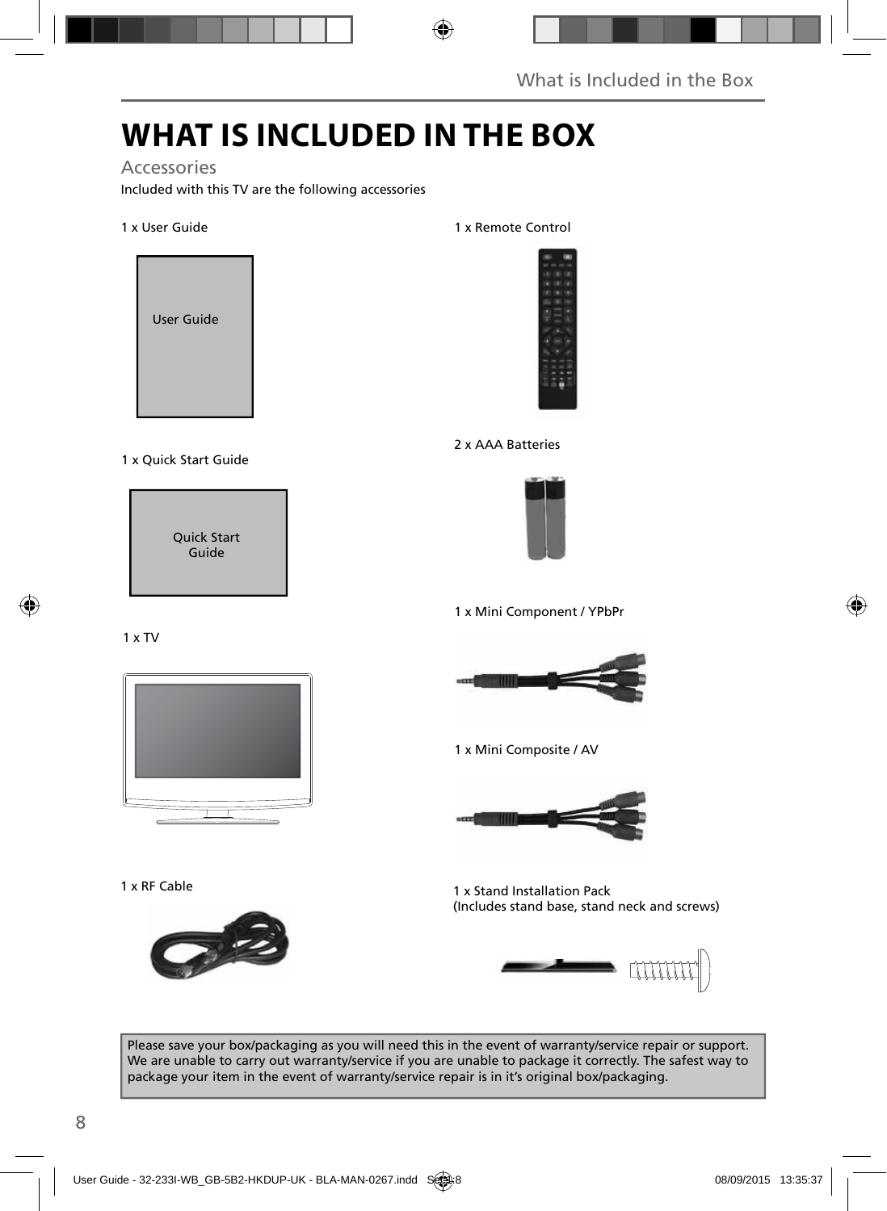# WHAT IS INCLUDED IN THE BOX

## Accessories

Included with this TV are the following accessories

1 x User Guide

User Guide

1 x Quick Start Guide

Quick Start Guide

1 x TV

1 x RF Cable

1 x Remote Control

2 x AAA Batteries

1 x Mini Component / YPbPr

1 x Mini Composite / AV

1 x Stand Installation Pack
(Includes stand base, stand neck and screws)

Please save your box/packaging as you will need this in the event of warranty/service repair or support. We are unable to carry out warranty/service if you are unable to package it correctly. The safest way to package your item in the event of warranty/service repair is in it's original box/packaging.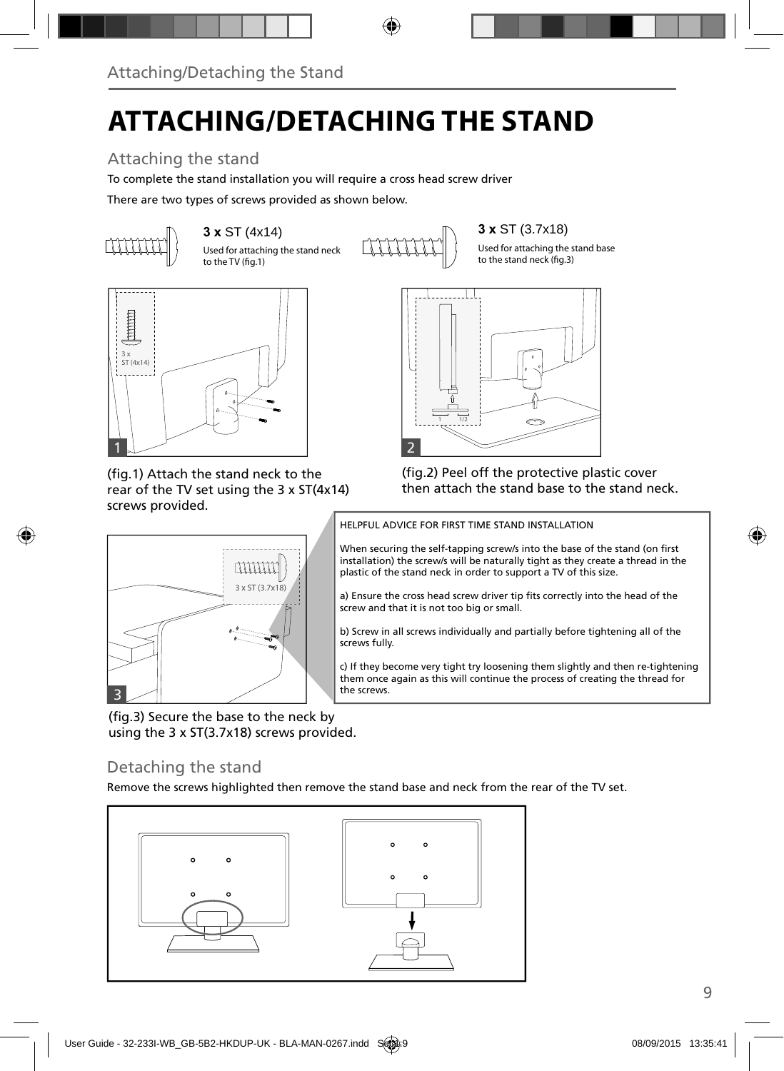# ATTACHING/DETACHING THE STAND

## Attaching the stand

To complete the stand installation you will require a cross head screw driver

There are two types of screws provided as shown below.

**3 x** ST (4x14)

Used for attaching the stand neck to the TV (fig.1)

**3 x** ST (3.7x18)

Used for attaching the stand base to the stand neck (fig.3)

(fig.1) Attach the stand neck to the rear of the TV set using the 3 x ST(4x14) screws provided.

(fig.2) Peel off the protective plastic cover then attach the stand base to the stand neck.

(fig.3) Secure the base to the neck by using the 3 x ST(3.7x18) screws provided.

HELPFUL ADVICE FOR FIRST TIME STAND INSTALLATION

When securing the self-tapping screw/s into the base of the stand (on first installation) the screw/s will be naturally tight as they create a thread in the plastic of the stand neck in order to support a TV of this size.

a) Ensure the cross head screw driver tip fits correctly into the head of the screw and that it is not too big or small.

b) Screw in all screws individually and partially before tightening all of the screws fully.

c) If they become very tight try loosening them slightly and then re-tightening them once again as this will continue the process of creating the thread for the screws.

## Detaching the stand

Remove the screws highlighted then remove the stand base and neck from the rear of the TV set.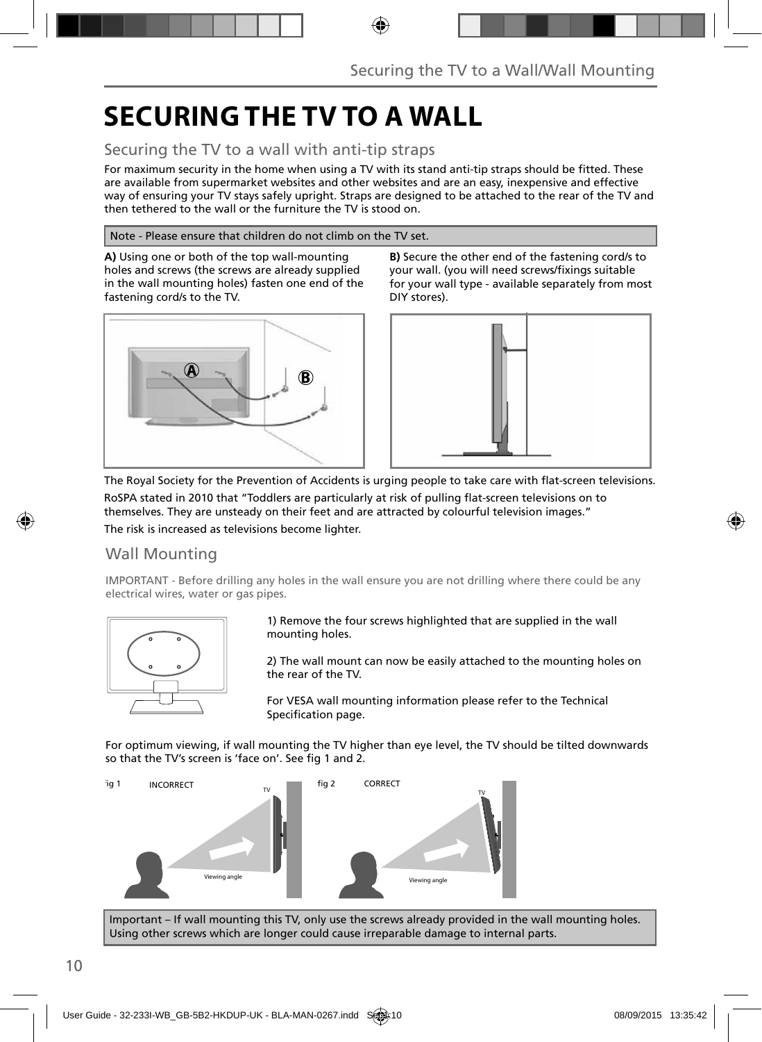# SECURING THE TV TO A WALL

## Securing the TV to a wall with anti-tip straps

For maximum security in the home when using a TV with its stand anti-tip straps should be fitted. These are available from supermarket websites and other websites and are an easy, inexpensive and effective way of ensuring your TV stays safely upright. Straps are designed to be attached to the rear of the TV and then tethered to the wall or the furniture the TV is stood on.

Note - Please ensure that children do not climb on the TV set.

**A)** Using one or both of the top wall-mounting holes and screws (the screws are already supplied in the wall mounting holes) fasten one end of the fastening cord/s to the TV.

**B)** Secure the other end of the fastening cord/s to your wall. (you will need screws/fixings suitable for your wall type - available separately from most DIY stores).

The Royal Society for the Prevention of Accidents is urging people to take care with flat-screen televisions.

RoSPA stated in 2010 that "Toddlers are particularly at risk of pulling flat-screen televisions on to themselves. They are unsteady on their feet and are attracted by colourful television images."

The risk is increased as televisions become lighter.

## Wall Mounting

IMPORTANT - Before drilling any holes in the wall ensure you are not drilling where there could be any electrical wires, water or gas pipes.

1) Remove the four screws highlighted that are supplied in the wall mounting holes.

2) The wall mount can now be easily attached to the mounting holes on the rear of the TV.

For VESA wall mounting information please refer to the Technical Specification page.

For optimum viewing, if wall mounting the TV higher than eye level, the TV should be tilted downwards so that the TV's screen is 'face on'. See fig 1 and 2.

fig 1 INCORRECT

fig 2 CORRECT

Important – If wall mounting this TV, only use the screws already provided in the wall mounting holes. Using other screws which are longer could cause irreparable damage to internal parts.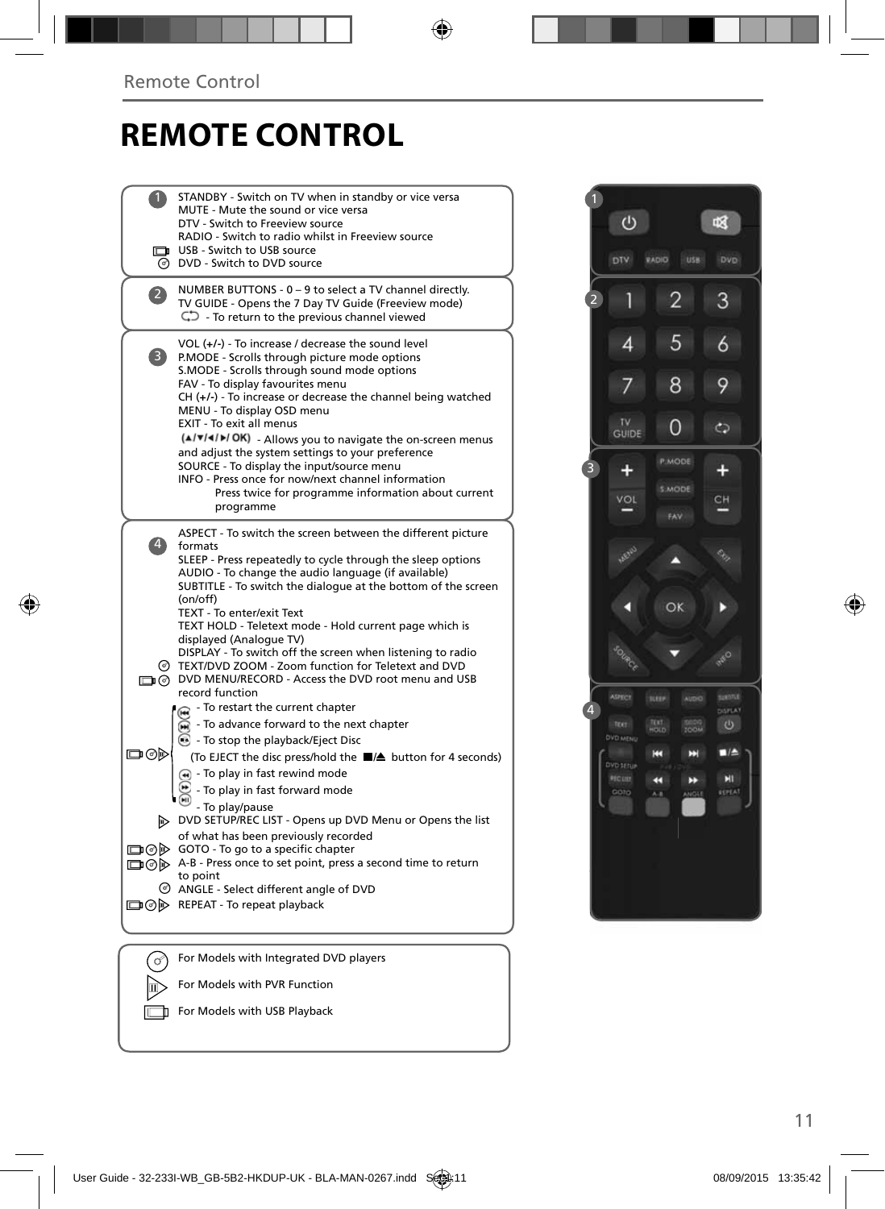# REMOTE CONTROL

**1**

STANDBY - Switch on TV when in standby or vice versa
MUTE - Mute the sound or vice versa
DTV - Switch to Freeview source
RADIO - Switch to radio whilst in Freeview source
USB - Switch to USB source
DVD - Switch to DVD source

**2**

NUMBER BUTTONS - 0 – 9 to select a TV channel directly.
TV GUIDE - Opens the 7 Day TV Guide (Freeview mode)
- To return to the previous channel viewed

**3**

VOL (+/-) - To increase / decrease the sound level
P.MODE - Scrolls through picture mode options
S.MODE - Scrolls through sound mode options
FAV - To display favourites menu
CH (+/-) - To increase or decrease the channel being watched
MENU - To display OSD menu
EXIT - To exit all menus
(▲/▼/◄/►/ OK) - Allows you to navigate the on-screen menus and adjust the system settings to your preference
SOURCE - To display the input/source menu
INFO - Press once for now/next channel information
Press twice for programme information about current programme

**4**

ASPECT - To switch the screen between the different picture formats
SLEEP - Press repeatedly to cycle through the sleep options
AUDIO - To change the audio language (if available)
SUBTITLE - To switch the dialogue at the bottom of the screen (on/off)
TEXT - To enter/exit Text
TEXT HOLD - Teletext mode - Hold current page which is displayed (Analogue TV)
DISPLAY - To switch off the screen when listening to radio
TEXT/DVD ZOOM - Zoom function for Teletext and DVD
DVD MENU/RECORD - Access the DVD root menu and USB record function

- To restart the current chapter
- To advance forward to the next chapter
- To stop the playback/Eject Disc
(To EJECT the disc press/hold the ■/▲ button for 4 seconds)
- To play in fast rewind mode
- To play in fast forward mode
- To play/pause

DVD SETUP/REC LIST - Opens up DVD Menu or Opens the list of what has been previously recorded
GOTO - To go to a specific chapter
A-B - Press once to set point, press a second time to return to point
ANGLE - Select different angle of DVD
REPEAT - To repeat playback

For Models with Integrated DVD players
For Models with PVR Function
For Models with USB Playback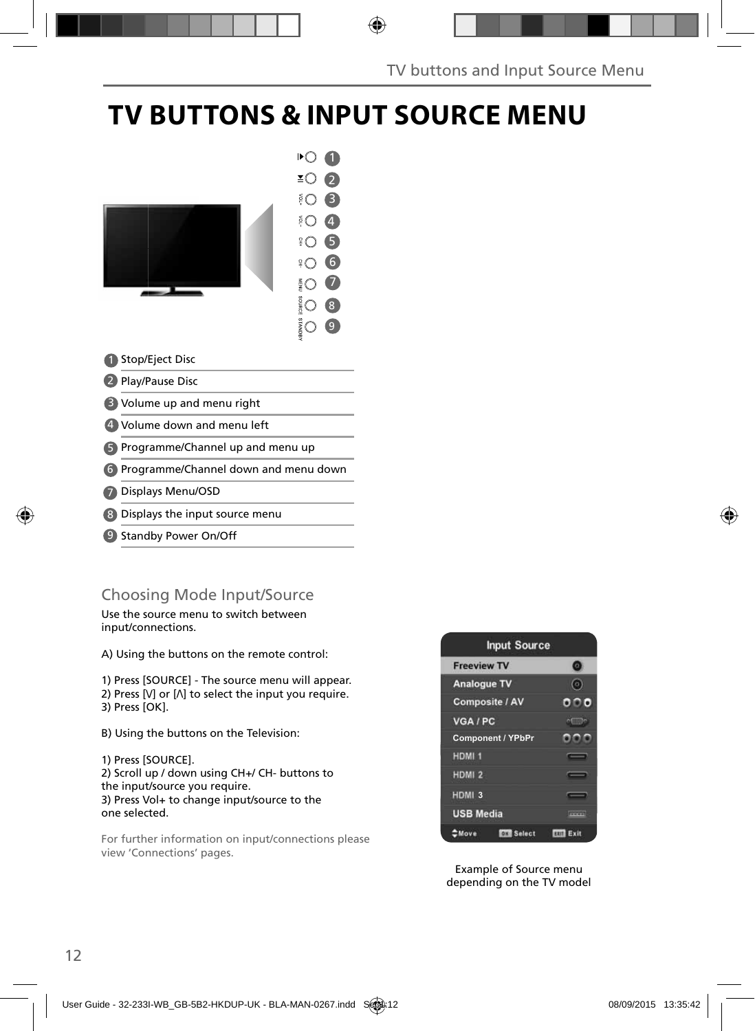# TV BUTTONS & INPUT SOURCE MENU

1. Stop/Eject Disc
2. Play/Pause Disc
3. Volume up and menu right
4. Volume down and menu left
5. Programme/Channel up and menu up
6. Programme/Channel down and menu down
7. Displays Menu/OSD
8. Displays the input source menu
9. Standby Power On/Off

## Choosing Mode Input/Source

Use the source menu to switch between input/connections.

A) Using the buttons on the remote control:

1) Press [SOURCE] - The source menu will appear.
2) Press [V] or [Λ] to select the input you require.
3) Press [OK].

B) Using the buttons on the Television:

1) Press [SOURCE].
2) Scroll up / down using CH+/ CH- buttons to the input/source you require.
3) Press Vol+ to change input/source to the one selected.

For further information on input/connections please view 'Connections' pages.

| Input Source |
|---|
| Freeview TV |
| Analogue TV |
| Composite / AV |
| VGA / PC |
| Component / YPbPr |
| HDMI 1 |
| HDMI 2 |
| HDMI 3 |
| USB Media |
| Move · OK Select · EXIT Exit |

Example of Source menu depending on the TV model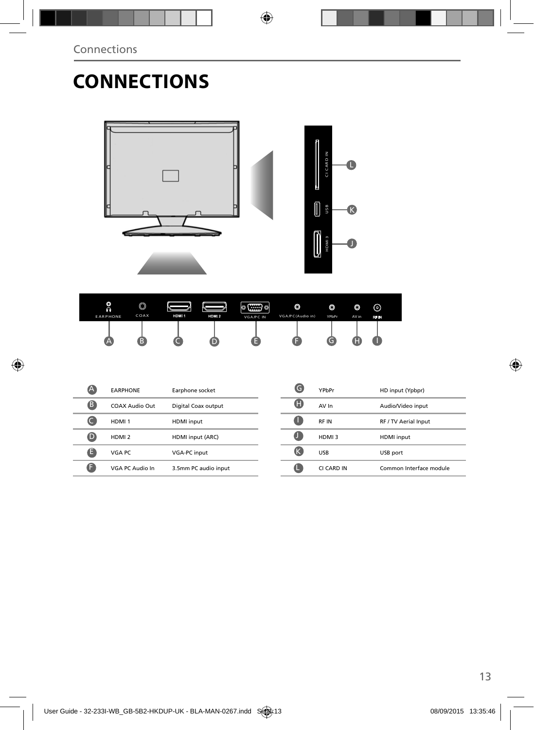# CONNECTIONS

| | | |
|---|---|---|
| A | EARPHONE | Earphone socket |
| B | COAX Audio Out | Digital Coax output |
| C | HDMI 1 | HDMI input |
| D | HDMI 2 | HDMI input (ARC) |
| E | VGA PC | VGA-PC input |
| F | VGA PC Audio In | 3.5mm PC audio input |

| | | |
|---|---|---|
| G | YPbPr | HD input (Ypbpr) |
| H | AV In | Audio/Video input |
| I | RF IN | RF / TV Aerial Input |
| J | HDMI 3 | HDMI input |
| K | USB | USB port |
| L | CI CARD IN | Common Interface module |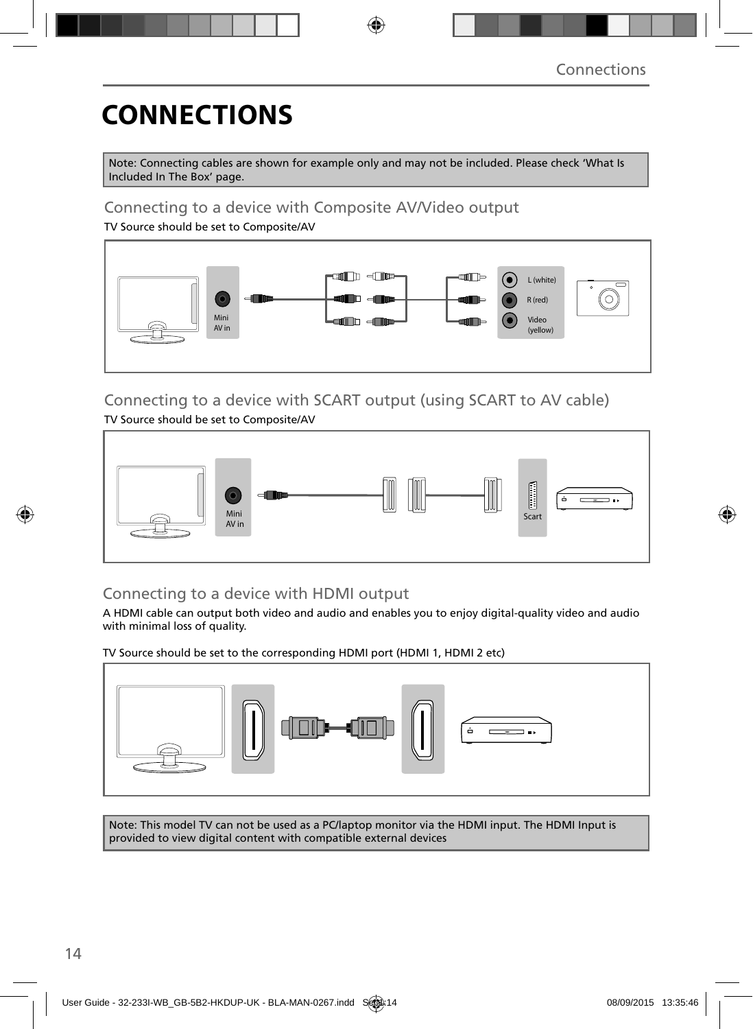# CONNECTIONS

Note: Connecting cables are shown for example only and may not be included. Please check 'What Is Included In The Box' page.

## Connecting to a device with Composite AV/Video output

TV Source should be set to Composite/AV

Mini AV in

L (white)

R (red)

Video (yellow)

## Connecting to a device with SCART output (using SCART to AV cable)

TV Source should be set to Composite/AV

Mini AV in

Scart

## Connecting to a device with HDMI output

A HDMI cable can output both video and audio and enables you to enjoy digital-quality video and audio with minimal loss of quality.

TV Source should be set to the corresponding HDMI port (HDMI 1, HDMI 2 etc)

Note: This model TV can not be used as a PC/laptop monitor via the HDMI input. The HDMI Input is provided to view digital content with compatible external devices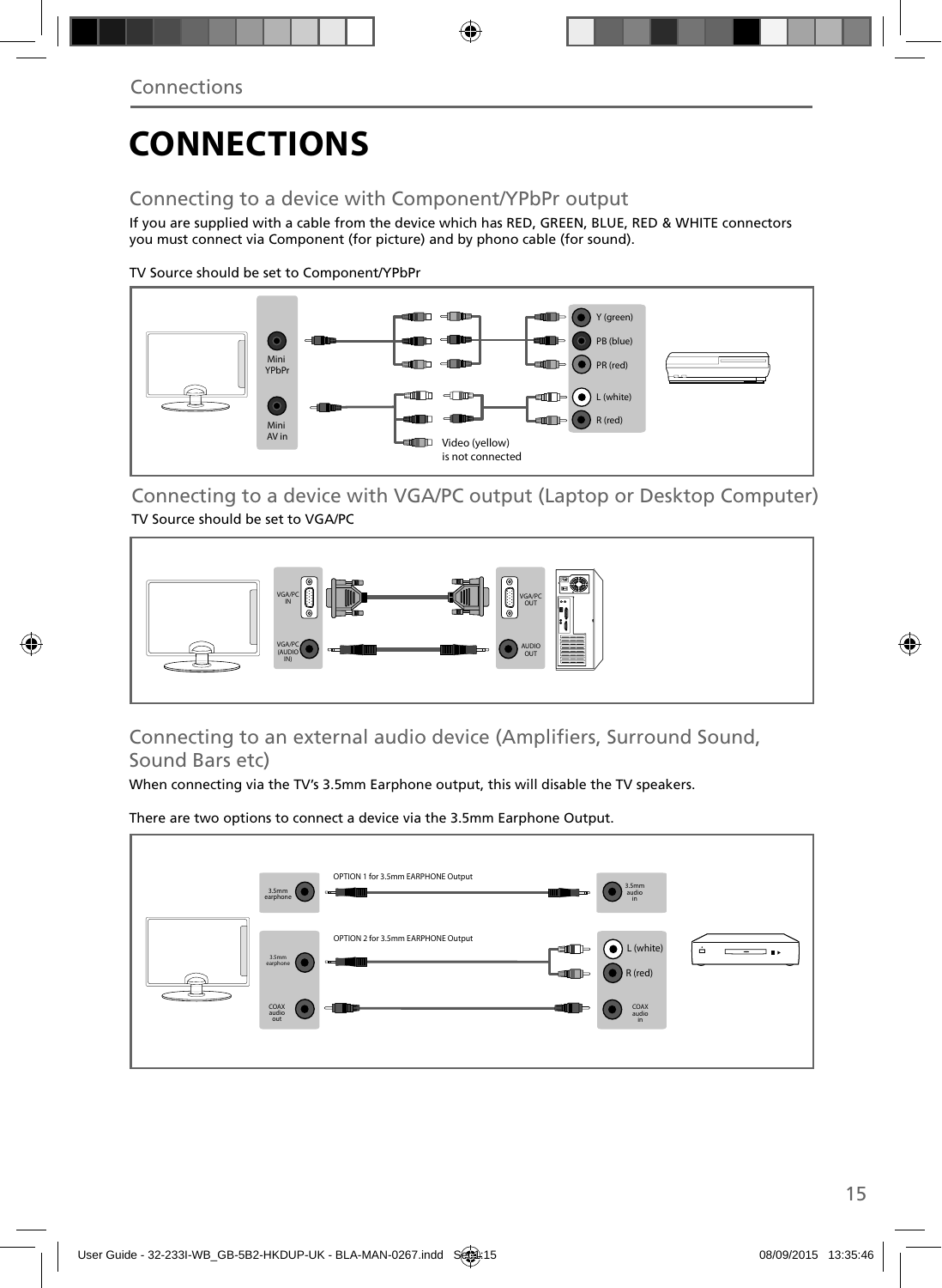# CONNECTIONS

## Connecting to a device with Component/YPbPr output

If you are supplied with a cable from the device which has RED, GREEN, BLUE, RED & WHITE connectors you must connect via Component (for picture) and by phono cable (for sound).

TV Source should be set to Component/YPbPr

Mini YPbPr

Mini AV in

Y (green)

PB (blue)

PR (red)

L (white)

R (red)

Video (yellow) is not connected

## Connecting to a device with VGA/PC output (Laptop or Desktop Computer)

TV Source should be set to VGA/PC

VGA/PC IN

VGA/PC (AUDIO IN)

VGA/PC OUT

AUDIO OUT

## Connecting to an external audio device (Amplifiers, Surround Sound, Sound Bars etc)

When connecting via the TV's 3.5mm Earphone output, this will disable the TV speakers.

There are two options to connect a device via the 3.5mm Earphone Output.

3.5mm earphone

OPTION 1 for 3.5mm EARPHONE Output

3.5mm audio in

OPTION 2 for 3.5mm EARPHONE Output

3.5mm earphone

L (white)

R (red)

COAX audio out

COAX audio in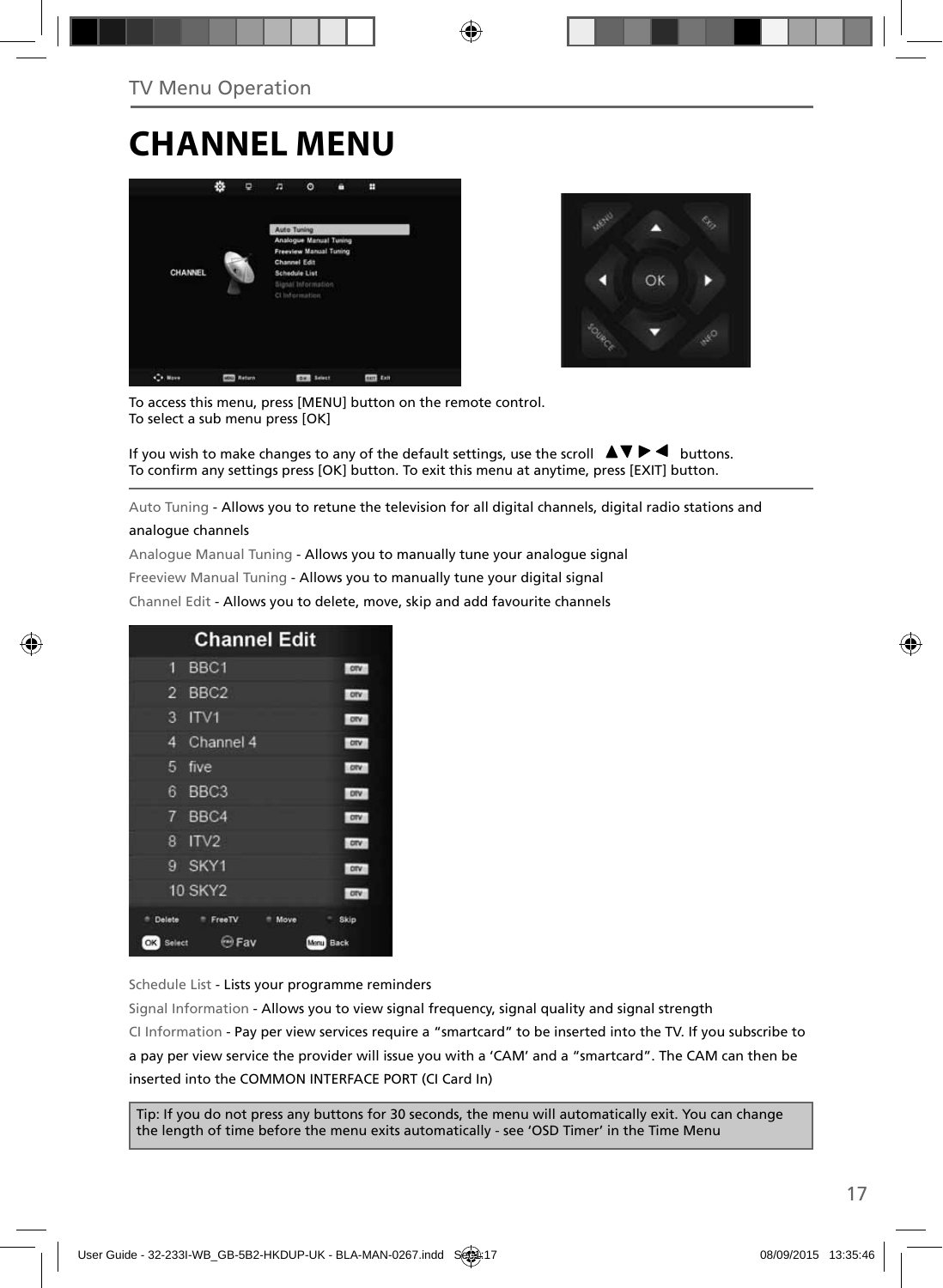TV Menu Operation

# CHANNEL MENU

To access this menu, press [MENU] button on the remote control.
To select a sub menu press [OK]

If you wish to make changes to any of the default settings, use the scroll ▲▼ ▶ ◀ buttons.
To confirm any settings press [OK] button. To exit this menu at anytime, press [EXIT] button.

Auto Tuning - Allows you to retune the television for all digital channels, digital radio stations and analogue channels

Analogue Manual Tuning - Allows you to manually tune your analogue signal

Freeview Manual Tuning - Allows you to manually tune your digital signal

Channel Edit - Allows you to delete, move, skip and add favourite channels

Schedule List - Lists your programme reminders

Signal Information - Allows you to view signal frequency, signal quality and signal strength

CI Information - Pay per view services require a "smartcard" to be inserted into the TV. If you subscribe to a pay per view service the provider will issue you with a 'CAM' and a "smartcard". The CAM can then be inserted into the COMMON INTERFACE PORT (CI Card In)

Tip: If you do not press any buttons for 30 seconds, the menu will automatically exit. You can change the length of time before the menu exits automatically - see 'OSD Timer' in the Time Menu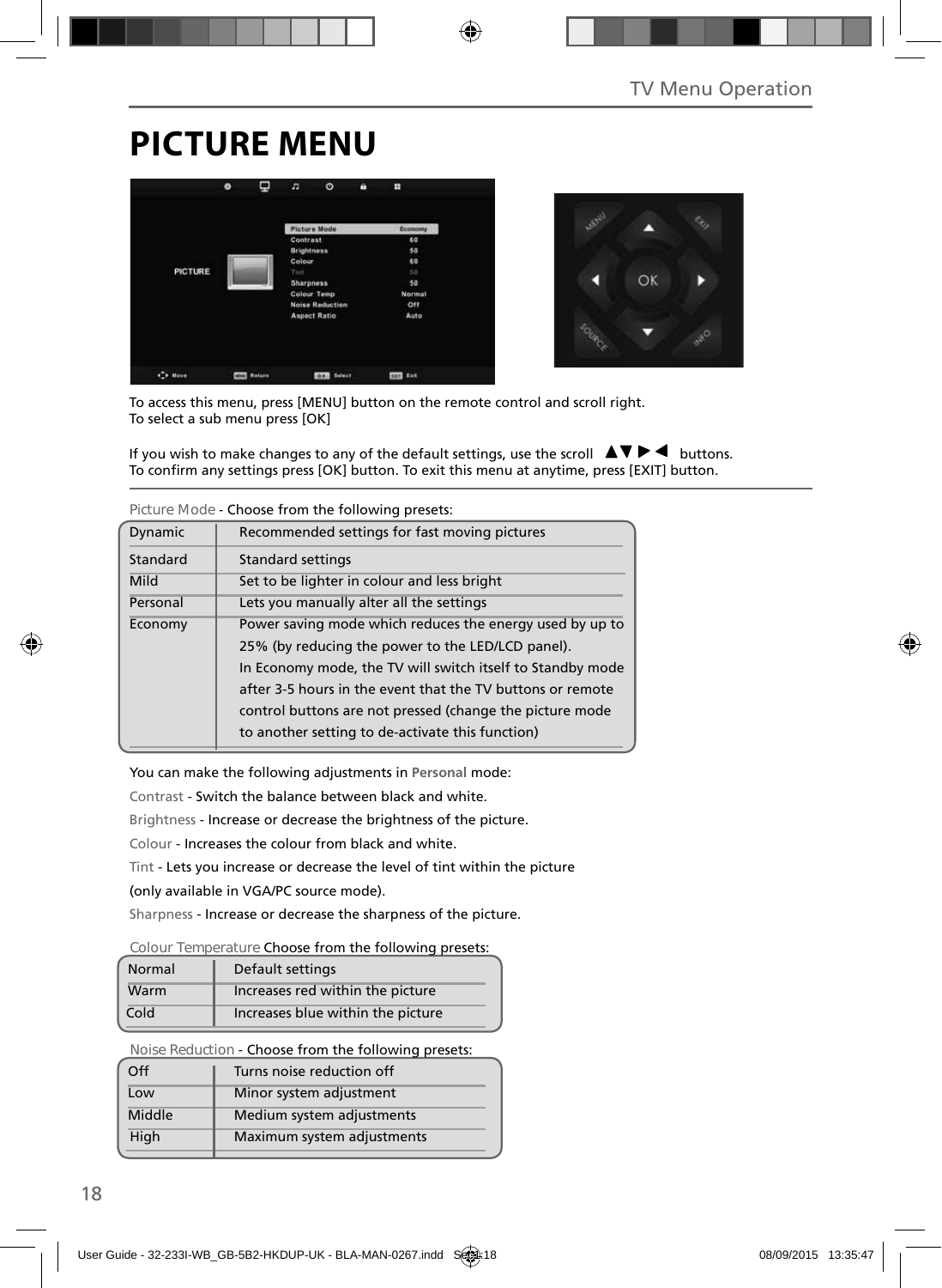# PICTURE MENU

To access this menu, press [MENU] button on the remote control and scroll right.
To select a sub menu press [OK]

If you wish to make changes to any of the default settings, use the scroll ▲▼▶◀ buttons.
To confirm any settings press [OK] button. To exit this menu at anytime, press [EXIT] button.

Picture Mode - Choose from the following presets:

| | |
|---|---|
| Dynamic | Recommended settings for fast moving pictures |
| Standard | Standard settings |
| Mild | Set to be lighter in colour and less bright |
| Personal | Lets you manually alter all the settings |
| Economy | Power saving mode which reduces the energy used by up to 25% (by reducing the power to the LED/LCD panel). In Economy mode, the TV will switch itself to Standby mode after 3-5 hours in the event that the TV buttons or remote control buttons are not pressed (change the picture mode to another setting to de-activate this function) |

You can make the following adjustments in **Personal** mode:

Contrast - Switch the balance between black and white.

Brightness - Increase or decrease the brightness of the picture.

Colour - Increases the colour from black and white.

Tint - Lets you increase or decrease the level of tint within the picture (only available in VGA/PC source mode).

Sharpness - Increase or decrease the sharpness of the picture.

Colour Temperature Choose from the following presets:

| | |
|---|---|
| Normal | Default settings |
| Warm | Increases red within the picture |
| Cold | Increases blue within the picture |

Noise Reduction - Choose from the following presets:

| | |
|---|---|
| Off | Turns noise reduction off |
| Low | Minor system adjustment |
| Middle | Medium system adjustments |
| High | Maximum system adjustments |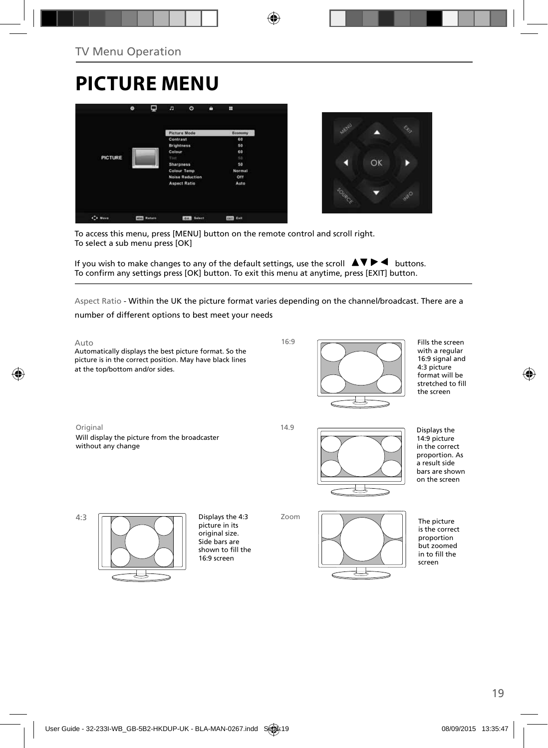TV Menu Operation

# PICTURE MENU

To access this menu, press [MENU] button on the remote control and scroll right.
To select a sub menu press [OK]

If you wish to make changes to any of the default settings, use the scroll ▲▼▶◀ buttons.
To confirm any settings press [OK] button. To exit this menu at anytime, press [EXIT] button.

Aspect Ratio - Within the UK the picture format varies depending on the channel/broadcast. There are a number of different options to best meet your needs

**Auto**
Automatically displays the best picture format. So the picture is in the correct position. May have black lines at the top/bottom and/or sides.

**16:9**
Fills the screen with a regular 16:9 signal and 4:3 picture format will be stretched to fill the screen

**Original**
Will display the picture from the broadcaster without any change

**14.9**
Displays the 14:9 picture in the correct proportion. As a result side bars are shown on the screen

**4:3**
Displays the 4:3 picture in its original size. Side bars are shown to fill the 16:9 screen

**Zoom**
The picture is the correct proportion but zoomed in to fill the screen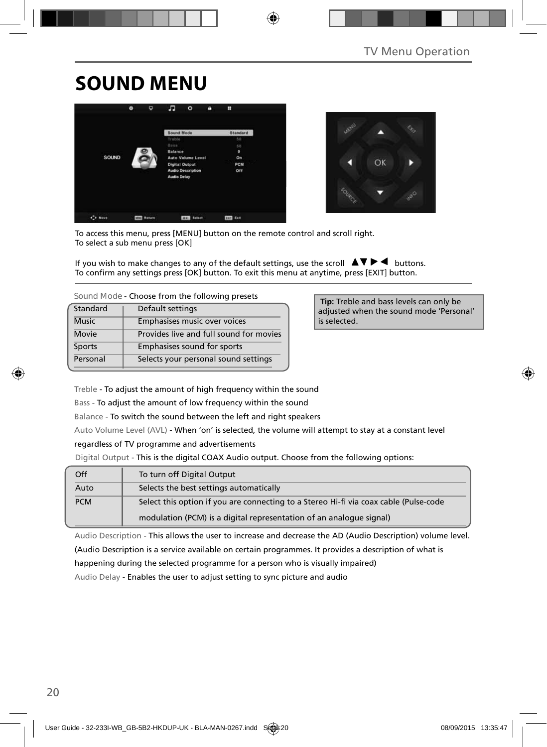# SOUND MENU

To access this menu, press [MENU] button on the remote control and scroll right.
To select a sub menu press [OK]

If you wish to make changes to any of the default settings, use the scroll ▲▼▶◀ buttons.
To confirm any settings press [OK] button. To exit this menu at anytime, press [EXIT] button.

Sound Mode - Choose from the following presets

| Standard | Default settings |
|---|---|
| Music | Emphasises music over voices |
| Movie | Provides live and full sound for movies |
| Sports | Emphasises sound for sports |
| Personal | Selects your personal sound settings |

**Tip:** Treble and bass levels can only be adjusted when the sound mode 'Personal' is selected.

Treble - To adjust the amount of high frequency within the sound

Bass - To adjust the amount of low frequency within the sound

Balance - To switch the sound between the left and right speakers

Auto Volume Level (AVL) - When 'on' is selected, the volume will attempt to stay at a constant level regardless of TV programme and advertisements

Digital Output - This is the digital COAX Audio output. Choose from the following options:

| Off | To turn off Digital Output |
|---|---|
| Auto | Selects the best settings automatically |
| PCM | Select this option if you are connecting to a Stereo Hi-fi via coax cable (Pulse-code modulation (PCM) is a digital representation of an analogue signal) |

Audio Description - This allows the user to increase and decrease the AD (Audio Description) volume level. (Audio Description is a service available on certain programmes. It provides a description of what is happening during the selected programme for a person who is visually impaired)

Audio Delay - Enables the user to adjust setting to sync picture and audio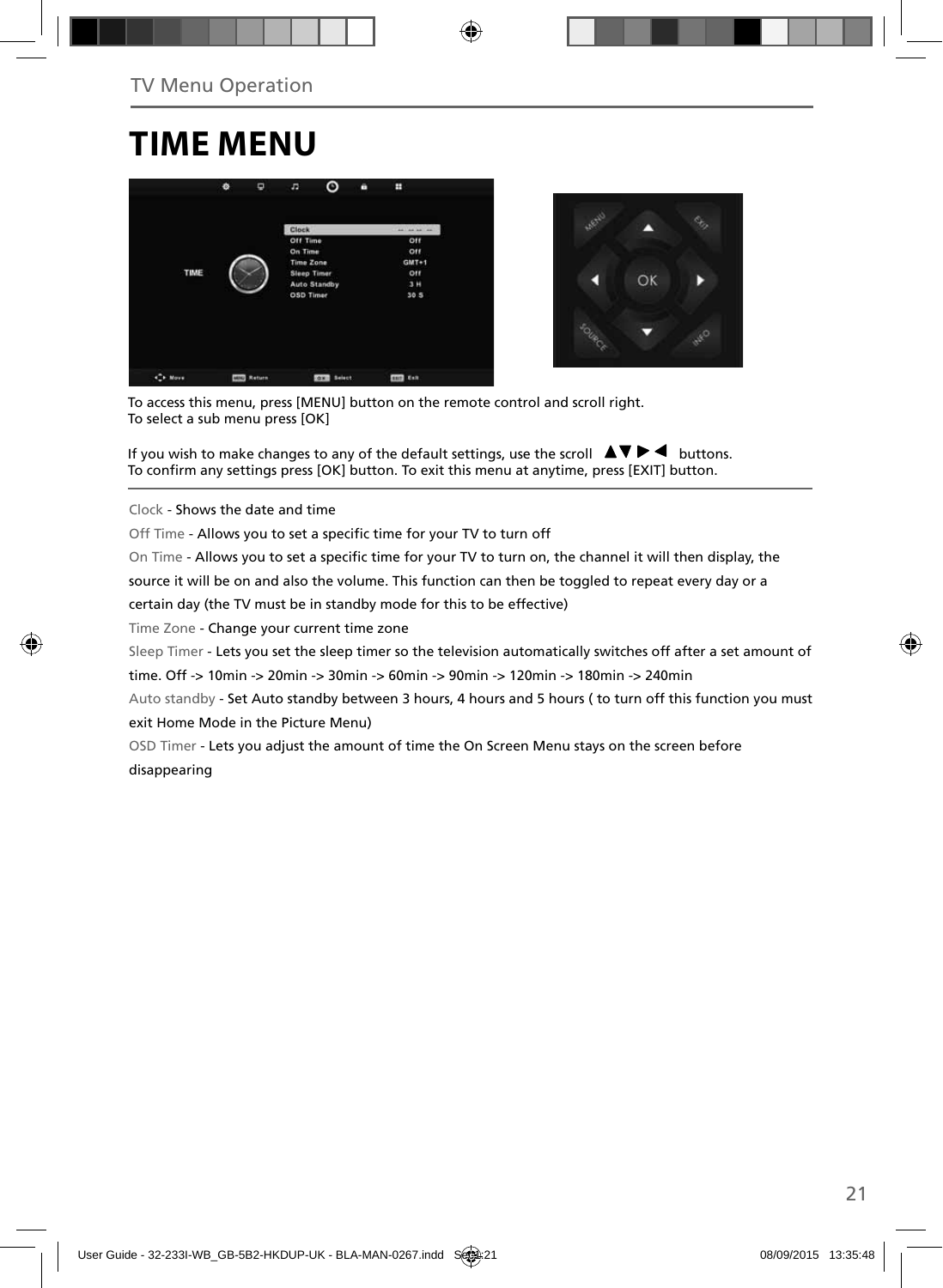# TIME MENU

To access this menu, press [MENU] button on the remote control and scroll right.
To select a sub menu press [OK]

If you wish to make changes to any of the default settings, use the scroll ▲▼▶◀ buttons.
To confirm any settings press [OK] button. To exit this menu at anytime, press [EXIT] button.

Clock - Shows the date and time

Off Time - Allows you to set a specific time for your TV to turn off

On Time - Allows you to set a specific time for your TV to turn on, the channel it will then display, the source it will be on and also the volume. This function can then be toggled to repeat every day or a certain day (the TV must be in standby mode for this to be effective)

Time Zone - Change your current time zone

Sleep Timer - Lets you set the sleep timer so the television automatically switches off after a set amount of time. Off -> 10min -> 20min -> 30min -> 60min -> 90min -> 120min -> 180min -> 240min

Auto standby - Set Auto standby between 3 hours, 4 hours and 5 hours ( to turn off this function you must exit Home Mode in the Picture Menu)

OSD Timer - Lets you adjust the amount of time the On Screen Menu stays on the screen before disappearing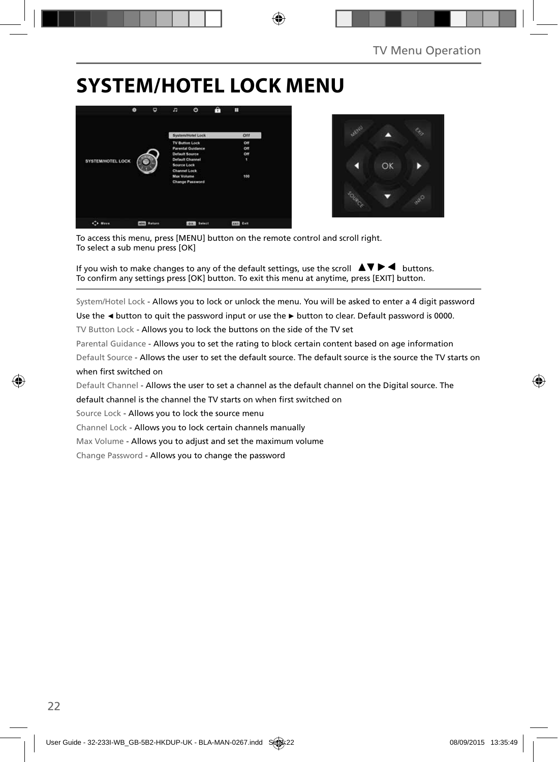# SYSTEM/HOTEL LOCK MENU

To access this menu, press [MENU] button on the remote control and scroll right.
To select a sub menu press [OK]

If you wish to make changes to any of the default settings, use the scroll ▲▼ ► ◄ buttons.
To confirm any settings press [OK] button. To exit this menu at anytime, press [EXIT] button.

---

System/Hotel Lock - Allows you to lock or unlock the menu. You will be asked to enter a 4 digit password

Use the ◄ button to quit the password input or use the ► button to clear. Default password is 0000.

TV Button Lock - Allows you to lock the buttons on the side of the TV set

Parental Guidance - Allows you to set the rating to block certain content based on age information

Default Source - Allows the user to set the default source. The default source is the source the TV starts on when first switched on

Default Channel - Allows the user to set a channel as the default channel on the Digital source. The default channel is the channel the TV starts on when first switched on

Source Lock - Allows you to lock the source menu

Channel Lock - Allows you to lock certain channels manually

Max Volume - Allows you to adjust and set the maximum volume

Change Password - Allows you to change the password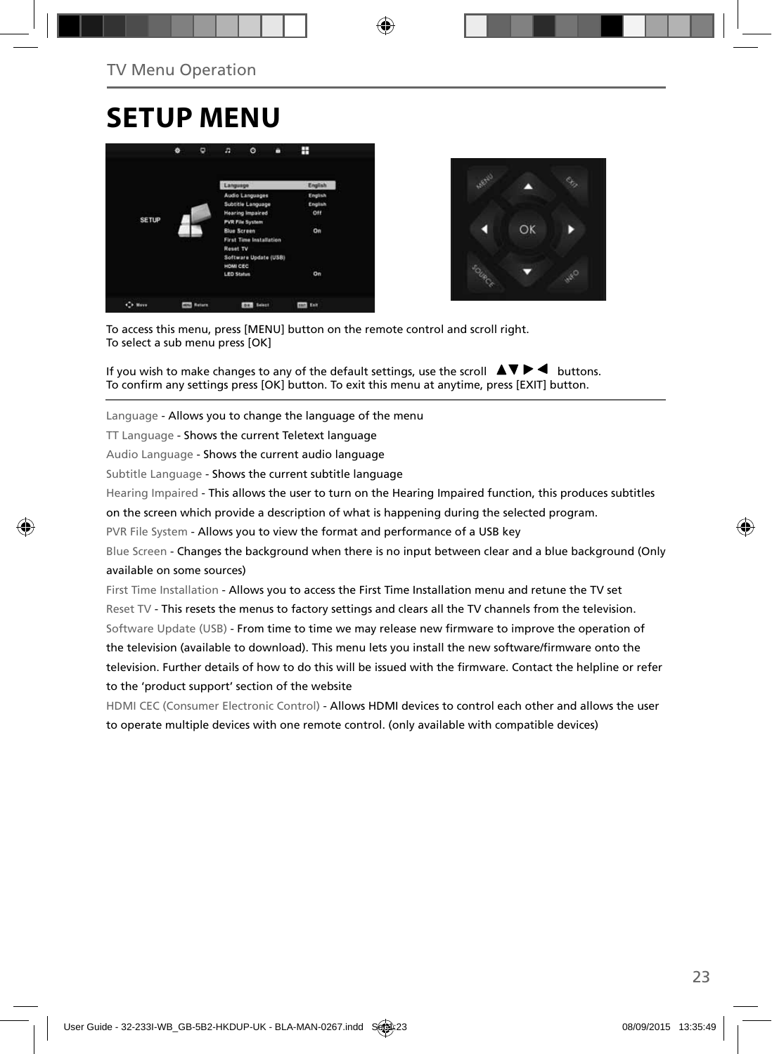TV Menu Operation

# SETUP MENU

To access this menu, press [MENU] button on the remote control and scroll right.
To select a sub menu press [OK]

If you wish to make changes to any of the default settings, use the scroll ▲▼▶◀ buttons.
To confirm any settings press [OK] button. To exit this menu at anytime, press [EXIT] button.

Language - Allows you to change the language of the menu

TT Language - Shows the current Teletext language

Audio Language - Shows the current audio language

Subtitle Language - Shows the current subtitle language

Hearing Impaired - This allows the user to turn on the Hearing Impaired function, this produces subtitles on the screen which provide a description of what is happening during the selected program.

PVR File System - Allows you to view the format and performance of a USB key

Blue Screen - Changes the background when there is no input between clear and a blue background (Only available on some sources)

First Time Installation - Allows you to access the First Time Installation menu and retune the TV set

Reset TV - This resets the menus to factory settings and clears all the TV channels from the television.

Software Update (USB) - From time to time we may release new firmware to improve the operation of the television (available to download). This menu lets you install the new software/firmware onto the television. Further details of how to do this will be issued with the firmware. Contact the helpline or refer to the ‘product support’ section of the website

HDMI CEC (Consumer Electronic Control) - Allows HDMI devices to control each other and allows the user to operate multiple devices with one remote control. (only available with compatible devices)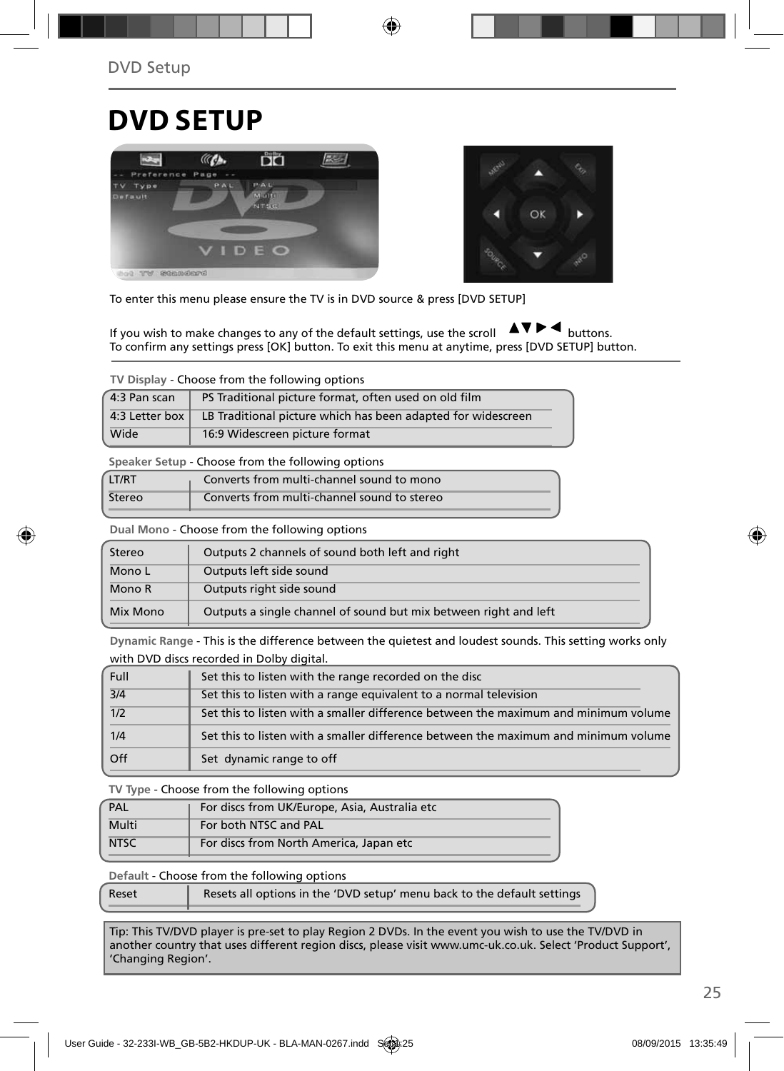# DVD SETUP

To enter this menu please ensure the TV is in DVD source & press [DVD SETUP]

If you wish to make changes to any of the default settings, use the scroll ▲▼▶◀ buttons.
To confirm any settings press [OK] button. To exit this menu at anytime, press [DVD SETUP] button.

**TV Display** - Choose from the following options

| | |
|---|---|
| 4:3 Pan scan | PS Traditional picture format, often used on old film |
| 4:3 Letter box | LB Traditional picture which has been adapted for widescreen |
| Wide | 16:9 Widescreen picture format |

**Speaker Setup** - Choose from the following options

| | |
|---|---|
| LT/RT | Converts from multi-channel sound to mono |
| Stereo | Converts from multi-channel sound to stereo |

**Dual Mono** - Choose from the following options

| | |
|---|---|
| Stereo | Outputs 2 channels of sound both left and right |
| Mono L | Outputs left side sound |
| Mono R | Outputs right side sound |
| Mix Mono | Outputs a single channel of sound but mix between right and left |

**Dynamic Range** - This is the difference between the quietest and loudest sounds. This setting works only with DVD discs recorded in Dolby digital.

| | |
|---|---|
| Full | Set this to listen with the range recorded on the disc |
| 3/4 | Set this to listen with a range equivalent to a normal television |
| 1/2 | Set this to listen with a smaller difference between the maximum and minimum volume |
| 1/4 | Set this to listen with a smaller difference between the maximum and minimum volume |
| Off | Set dynamic range to off |

**TV Type** - Choose from the following options

| | |
|---|---|
| PAL | For discs from UK/Europe, Asia, Australia etc |
| Multi | For both NTSC and PAL |
| NTSC | For discs from North America, Japan etc |

**Default** - Choose from the following options

| | |
|---|---|
| Reset | Resets all options in the 'DVD setup' menu back to the default settings |

Tip: This TV/DVD player is pre-set to play Region 2 DVDs. In the event you wish to use the TV/DVD in another country that uses different region discs, please visit www.umc-uk.co.uk. Select 'Product Support', 'Changing Region'.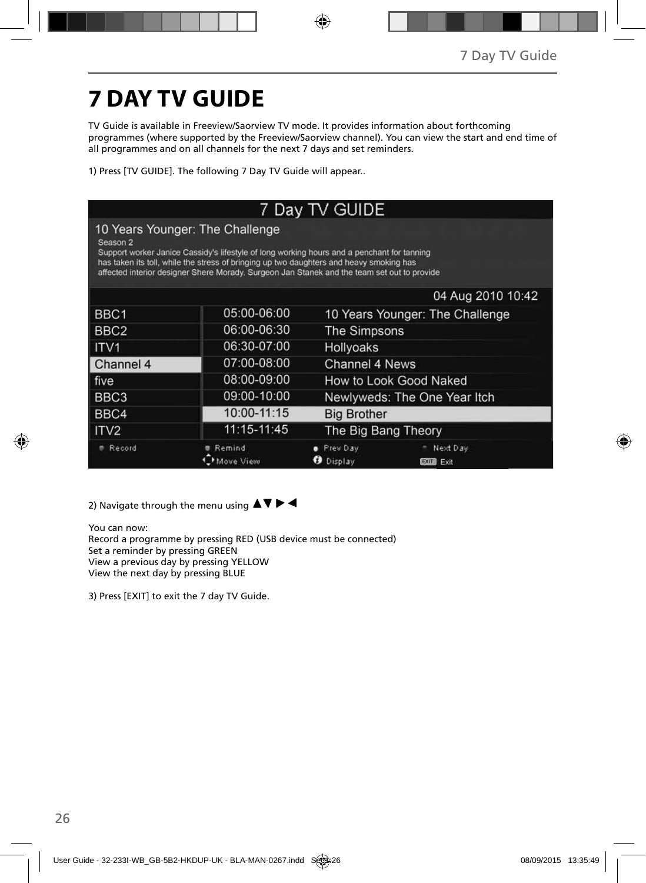# 7 DAY TV GUIDE

TV Guide is available in Freeview/Saorview TV mode. It provides information about forthcoming programmes (where supported by the Freeview/Saorview channel). You can view the start and end time of all programmes and on all channels for the next 7 days and set reminders.

1) Press [TV GUIDE]. The following 7 Day TV Guide will appear..

**7 Day TV GUIDE**

**10 Years Younger: The Challenge**

Season 2

Support worker Janice Cassidy's lifestyle of long working hours and a penchant for tanning has taken its toll, while the stress of bringing up two daughters and heavy smoking has affected interior designer Shere Morady. Surgeon Jan Stanek and the team set out to provide

04 Aug 2010 10:42

| Channel | Time | Programme |
|---|---|---|
| BBC1 | 05:00-06:00 | 10 Years Younger: The Challenge |
| BBC2 | 06:00-06:30 | The Simpsons |
| ITV1 | 06:30-07:00 | Hollyoaks |
| Channel 4 | 07:00-08:00 | Channel 4 News |
| five | 08:00-09:00 | How to Look Good Naked |
| BBC3 | 09:00-10:00 | Newlyweds: The One Year Itch |
| BBC4 | 10:00-11:15 | Big Brother |
| ITV2 | 11:15-11:45 | The Big Bang Theory |

Record | Remind | Prev Day | Next Day
Move View | Display | EXIT Exit

2) Navigate through the menu using ▲▼►◄

You can now:
Record a programme by pressing RED (USB device must be connected)
Set a reminder by pressing GREEN
View a previous day by pressing YELLOW
View the next day by pressing BLUE

3) Press [EXIT] to exit the 7 day TV Guide.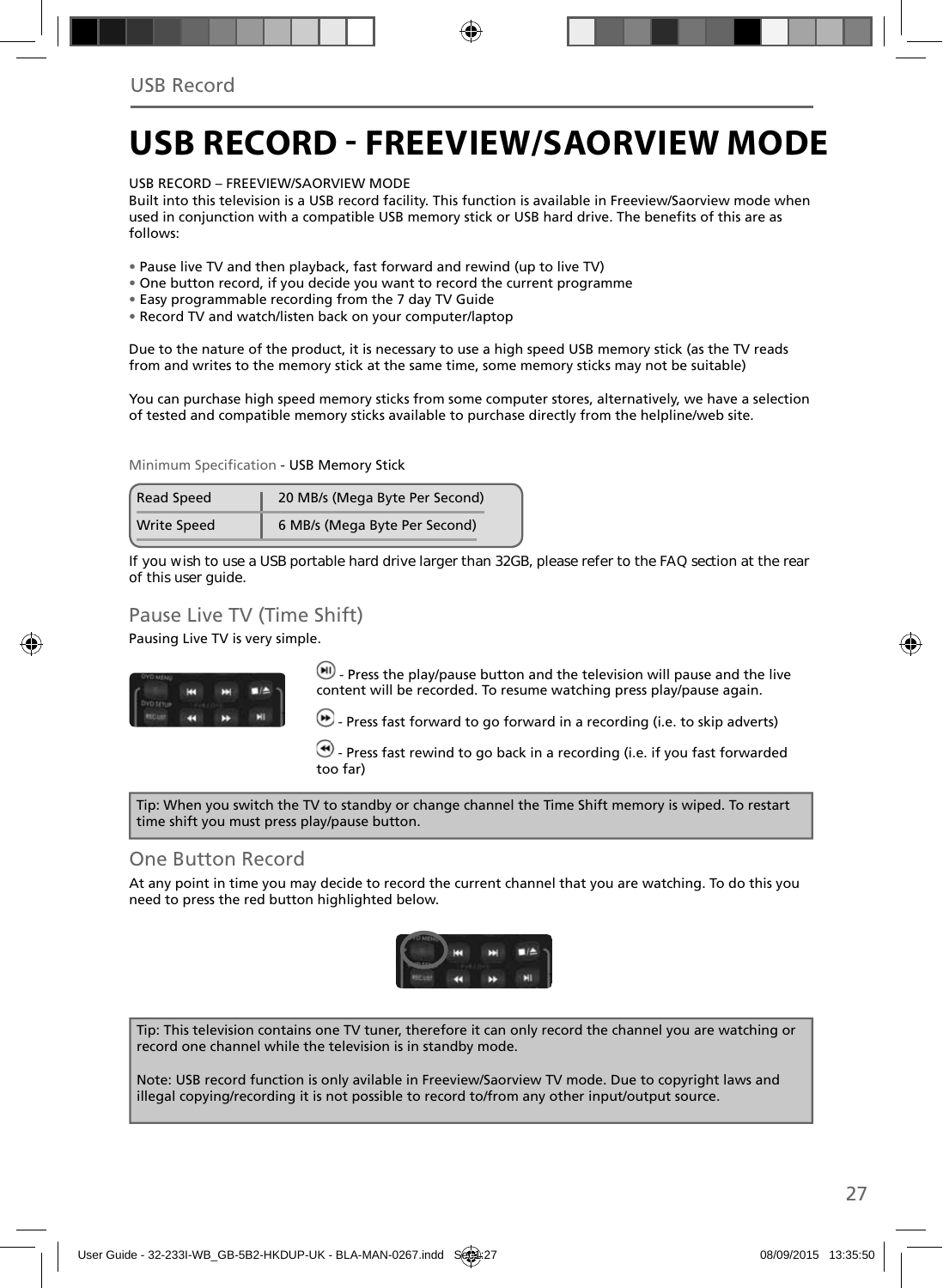# USB RECORD - FREEVIEW/SAORVIEW MODE

USB RECORD – FREEVIEW/SAORVIEW MODE
Built into this television is a USB record facility. This function is available in Freeview/Saorview mode when used in conjunction with a compatible USB memory stick or USB hard drive. The benefits of this are as follows:

- Pause live TV and then playback, fast forward and rewind (up to live TV)
- One button record, if you decide you want to record the current programme
- Easy programmable recording from the 7 day TV Guide
- Record TV and watch/listen back on your computer/laptop

Due to the nature of the product, it is necessary to use a high speed USB memory stick (as the TV reads from and writes to the memory stick at the same time, some memory sticks may not be suitable)

You can purchase high speed memory sticks from some computer stores, alternatively, we have a selection of tested and compatible memory sticks available to purchase directly from the helpline/web site.

Minimum Specification - USB Memory Stick

| Read Speed | 20 MB/s (Mega Byte Per Second) |
|---|---|
| Write Speed | 6 MB/s (Mega Byte Per Second) |

If you wish to use a USB portable hard drive larger than 32GB, please refer to the FAQ section at the rear of this user guide.

## Pause Live TV (Time Shift)

Pausing Live TV is very simple.

- Press the play/pause button and the television will pause and the live content will be recorded. To resume watching press play/pause again.

- Press fast forward to go forward in a recording (i.e. to skip adverts)

- Press fast rewind to go back in a recording (i.e. if you fast forwarded too far)

Tip: When you switch the TV to standby or change channel the Time Shift memory is wiped. To restart time shift you must press play/pause button.

## One Button Record

At any point in time you may decide to record the current channel that you are watching. To do this you need to press the red button highlighted below.

Tip: This television contains one TV tuner, therefore it can only record the channel you are watching or record one channel while the television is in standby mode.

Note: USB record function is only avilable in Freeview/Saorview TV mode. Due to copyright laws and illegal copying/recording it is not possible to record to/from any other input/output source.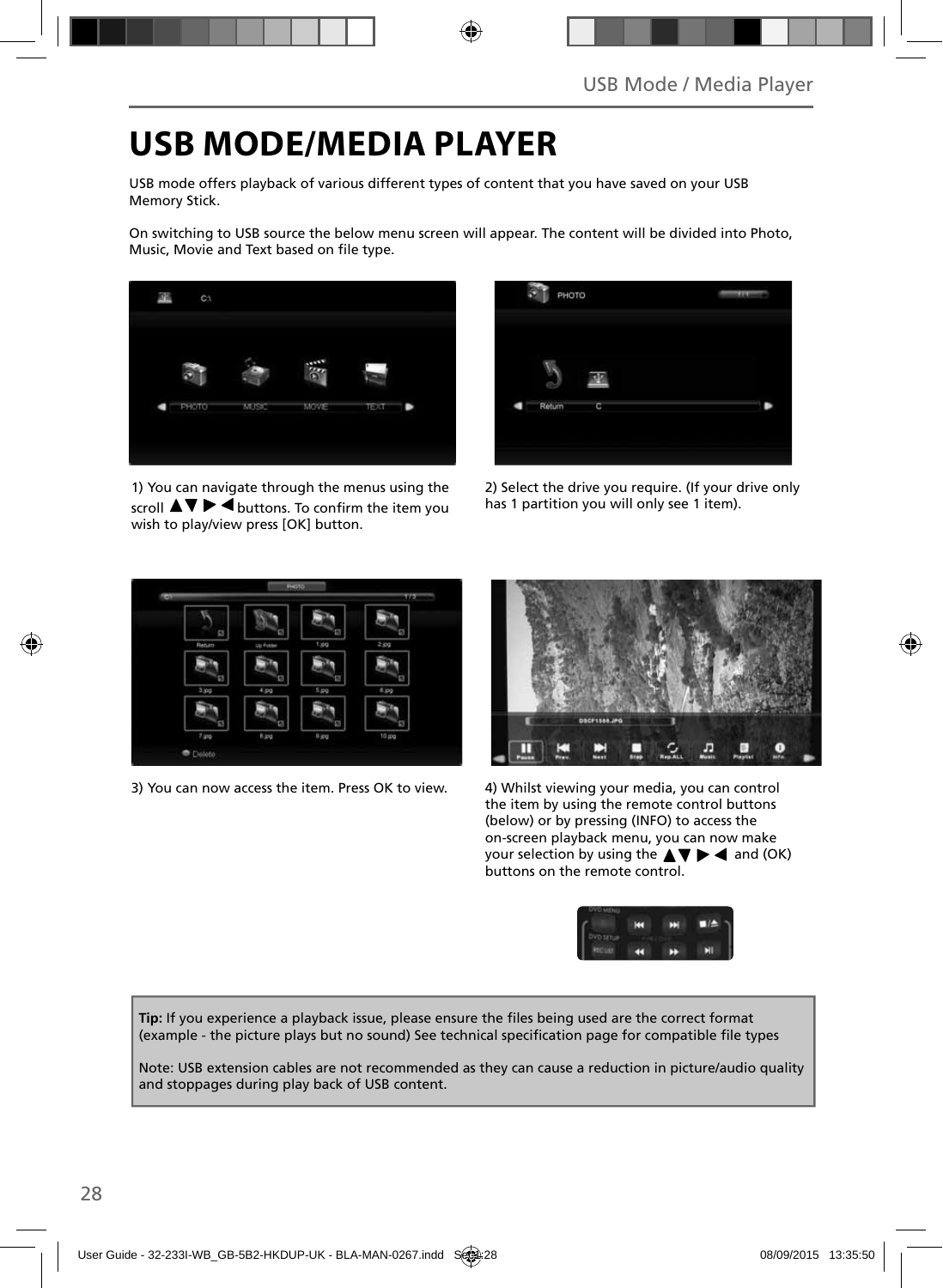# USB MODE/MEDIA PLAYER

USB mode offers playback of various different types of content that you have saved on your USB Memory Stick.

On switching to USB source the below menu screen will appear. The content will be divided into Photo, Music, Movie and Text based on file type.

1) You can navigate through the menus using the scroll ▲▼ ▶ ◀ buttons. To confirm the item you wish to play/view press [OK] button.

2) Select the drive you require. (If your drive only has 1 partition you will only see 1 item).

3) You can now access the item. Press OK to view.

4) Whilst viewing your media, you can control the item by using the remote control buttons (below) or by pressing (INFO) to access the on-screen playback menu, you can now make your selection by using the ▲▼ ▶ ◀ and (OK) buttons on the remote control.

**Tip:** If you experience a playback issue, please ensure the files being used are the correct format (example - the picture plays but no sound) See technical specification page for compatible file types

Note: USB extension cables are not recommended as they can cause a reduction in picture/audio quality and stoppages during play back of USB content.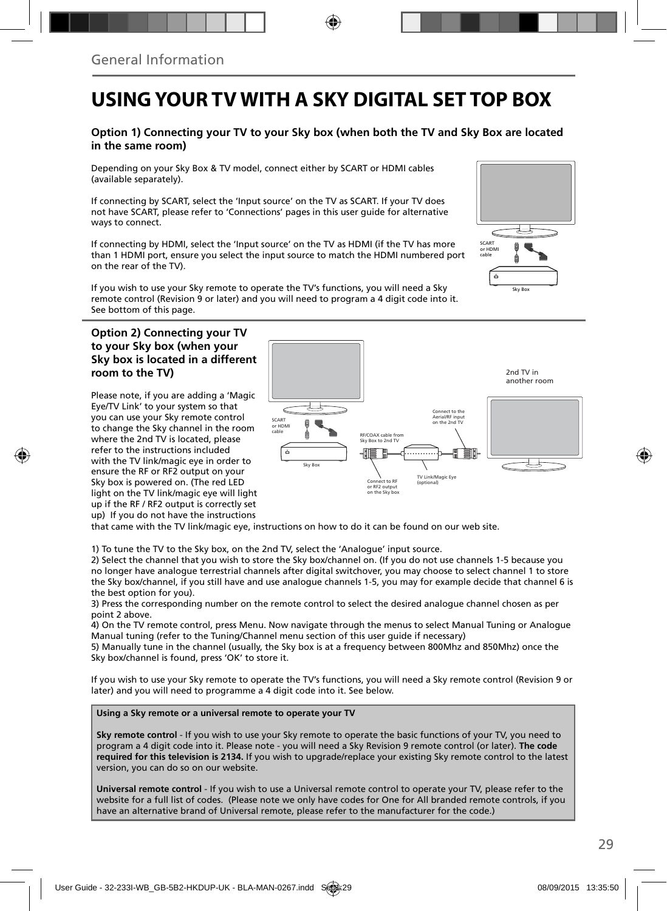General Information

# USING YOUR TV WITH A SKY DIGITAL SET TOP BOX

### Option 1) Connecting your TV to your Sky box (when both the TV and Sky Box are located in the same room)

Depending on your Sky Box & TV model, connect either by SCART or HDMI cables (available separately).

If connecting by SCART, select the 'Input source' on the TV as SCART. If your TV does not have SCART, please refer to 'Connections' pages in this user guide for alternative ways to connect.

If connecting by HDMI, select the 'Input source' on the TV as HDMI (if the TV has more than 1 HDMI port, ensure you select the input source to match the HDMI numbered port on the rear of the TV).

If you wish to use your Sky remote to operate the TV's functions, you will need a Sky remote control (Revision 9 or later) and you will need to program a 4 digit code into it. See bottom of this page.

SCART or HDMI cable

Sky Box

### Option 2) Connecting your TV to your Sky box (when your Sky box is located in a different room to the TV)

Please note, if you are adding a 'Magic Eye/TV Link' to your system so that you can use your Sky remote control to change the Sky channel in the room where the 2nd TV is located, please refer to the instructions included with the TV link/magic eye in order to ensure the RF or RF2 output on your Sky box is powered on. (The red LED light on the TV link/magic eye will light up if the RF / RF2 output is correctly set up) If you do not have the instructions that came with the TV link/magic eye, instructions on how to do it can be found on our web site.

2nd TV in another room

SCART or HDMI cable

Sky Box

RF/COAX cable from Sky Box to 2nd TV

Connect to the Aerial/RF input on the 2nd TV

Connect to RF or RF2 output on the Sky box

TV Link/Magic Eye (optional)

1) To tune the TV to the Sky box, on the 2nd TV, select the 'Analogue' input source.
2) Select the channel that you wish to store the Sky box/channel on. (If you do not use channels 1-5 because you no longer have analogue terrestrial channels after digital switchover, you may choose to select channel 1 to store the Sky box/channel, if you still have and use analogue channels 1-5, you may for example decide that channel 6 is the best option for you).
3) Press the corresponding number on the remote control to select the desired analogue channel chosen as per point 2 above.
4) On the TV remote control, press Menu. Now navigate through the menus to select Manual Tuning or Analogue Manual tuning (refer to the Tuning/Channel menu section of this user guide if necessary)
5) Manually tune in the channel (usually, the Sky box is at a frequency between 800Mhz and 850Mhz) once the Sky box/channel is found, press 'OK' to store it.

If you wish to use your Sky remote to operate the TV's functions, you will need a Sky remote control (Revision 9 or later) and you will need to programme a 4 digit code into it. See below.

**Using a Sky remote or a universal remote to operate your TV**

**Sky remote control** - If you wish to use your Sky remote to operate the basic functions of your TV, you need to program a 4 digit code into it. Please note - you will need a Sky Revision 9 remote control (or later). **The code required for this television is 2134.** If you wish to upgrade/replace your existing Sky remote control to the latest version, you can do so on our website.

**Universal remote control** - If you wish to use a Universal remote control to operate your TV, please refer to the website for a full list of codes. (Please note we only have codes for One for All branded remote controls, if you have an alternative brand of Universal remote, please refer to the manufacturer for the code.)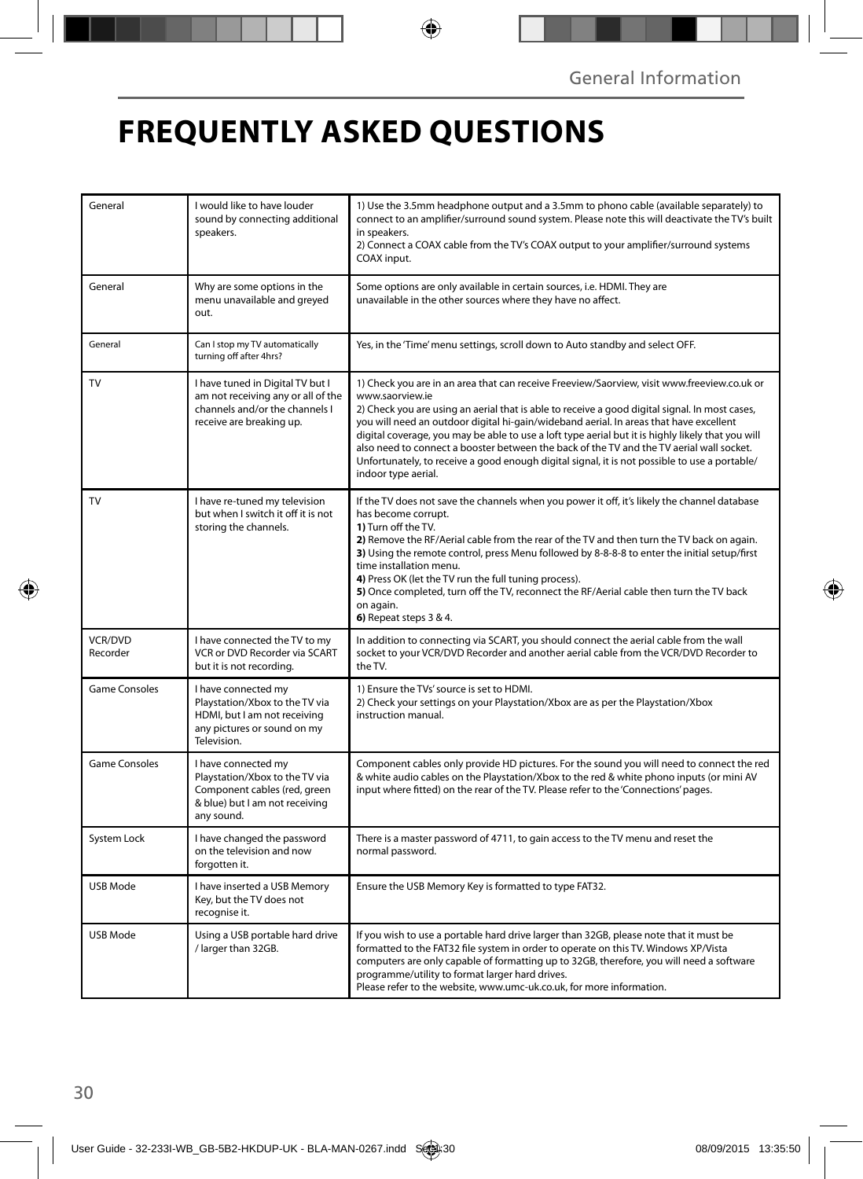# FREQUENTLY ASKED QUESTIONS

| | | |
|---|---|---|
| General | I would like to have louder sound by connecting additional speakers. | 1) Use the 3.5mm headphone output and a 3.5mm to phono cable (available separately) to connect to an amplifier/surround sound system. Please note this will deactivate the TV's built in speakers.<br>2) Connect a COAX cable from the TV's COAX output to your amplifier/surround systems COAX input. |
| General | Why are some options in the menu unavailable and greyed out. | Some options are only available in certain sources, i.e. HDMI. They are unavailable in the other sources where they have no affect. |
| General | Can I stop my TV automatically turning off after 4hrs? | Yes, in the 'Time' menu settings, scroll down to Auto standby and select OFF. |
| TV | I have tuned in Digital TV but I am not receiving any or all of the channels and/or the channels I receive are breaking up. | 1) Check you are in an area that can receive Freeview/Saorview, visit www.freeview.co.uk or www.saorview.ie<br>2) Check you are using an aerial that is able to receive a good digital signal. In most cases, you will need an outdoor digital hi-gain/wideband aerial. In areas that have excellent digital coverage, you may be able to use a loft type aerial but it is highly likely that you will also need to connect a booster between the back of the TV and the TV aerial wall socket. Unfortunately, to receive a good enough digital signal, it is not possible to use a portable/ indoor type aerial. |
| TV | I have re-tuned my television but when I switch it off it is not storing the channels. | If the TV does not save the channels when you power it off, it's likely the channel database has become corrupt.<br>**1)** Turn off the TV.<br>**2)** Remove the RF/Aerial cable from the rear of the TV and then turn the TV back on again.<br>**3)** Using the remote control, press Menu followed by 8-8-8-8 to enter the initial setup/first time installation menu.<br>**4)** Press OK (let the TV run the full tuning process).<br>**5)** Once completed, turn off the TV, reconnect the RF/Aerial cable then turn the TV back on again.<br>**6)** Repeat steps 3 & 4. |
| VCR/DVD Recorder | I have connected the TV to my VCR or DVD Recorder via SCART but it is not recording. | In addition to connecting via SCART, you should connect the aerial cable from the wall socket to your VCR/DVD Recorder and another aerial cable from the VCR/DVD Recorder to the TV. |
| Game Consoles | I have connected my Playstation/Xbox to the TV via HDMI, but I am not receiving any pictures or sound on my Television. | 1) Ensure the TVs' source is set to HDMI.<br>2) Check your settings on your Playstation/Xbox are as per the Playstation/Xbox instruction manual. |
| Game Consoles | I have connected my Playstation/Xbox to the TV via Component cables (red, green & blue) but I am not receiving any sound. | Component cables only provide HD pictures. For the sound you will need to connect the red & white audio cables on the Playstation/Xbox to the red & white phono inputs (or mini AV input where fitted) on the rear of the TV. Please refer to the 'Connections' pages. |
| System Lock | I have changed the password on the television and now forgotten it. | There is a master password of 4711, to gain access to the TV menu and reset the normal password. |
| USB Mode | I have inserted a USB Memory Key, but the TV does not recognise it. | Ensure the USB Memory Key is formatted to type FAT32. |
| USB Mode | Using a USB portable hard drive / larger than 32GB. | If you wish to use a portable hard drive larger than 32GB, please note that it must be formatted to the FAT32 file system in order to operate on this TV. Windows XP/Vista computers are only capable of formatting up to 32GB, therefore, you will need a software programme/utility to format larger hard drives.<br>Please refer to the website, www.umc-uk.co.uk, for more information. |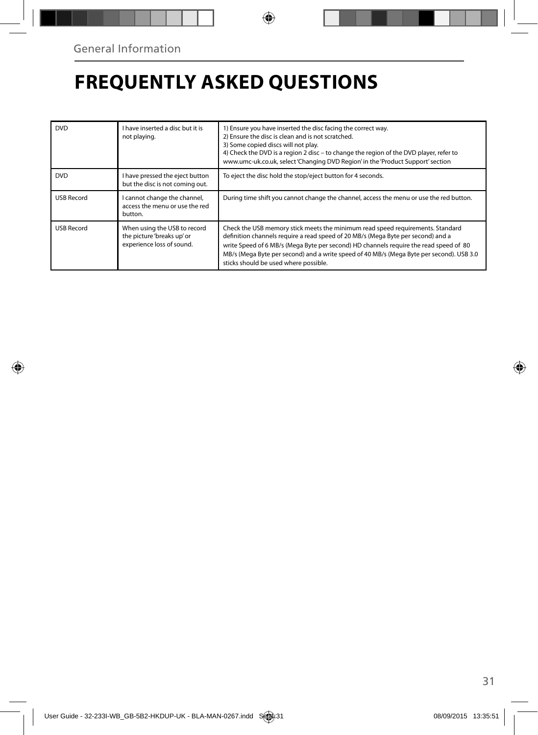General Information

# FREQUENTLY ASKED QUESTIONS

| | | |
|---|---|---|
| DVD | I have inserted a disc but it is not playing. | 1) Ensure you have inserted the disc facing the correct way.<br>2) Ensure the disc is clean and is not scratched.<br>3) Some copied discs will not play.<br>4) Check the DVD is a region 2 disc – to change the region of the DVD player, refer to www.umc-uk.co.uk, select 'Changing DVD Region' in the 'Product Support' section |
| DVD | I have pressed the eject button but the disc is not coming out. | To eject the disc hold the stop/eject button for 4 seconds. |
| USB Record | I cannot change the channel, access the menu or use the red button. | During time shift you cannot change the channel, access the menu or use the red button. |
| USB Record | When using the USB to record the picture 'breaks up' or experience loss of sound. | Check the USB memory stick meets the minimum read speed requirements. Standard definition channels require a read speed of 20 MB/s (Mega Byte per second) and a write Speed of 6 MB/s (Mega Byte per second) HD channels require the read speed of 80 MB/s (Mega Byte per second) and a write speed of 40 MB/s (Mega Byte per second). USB 3.0 sticks should be used where possible. |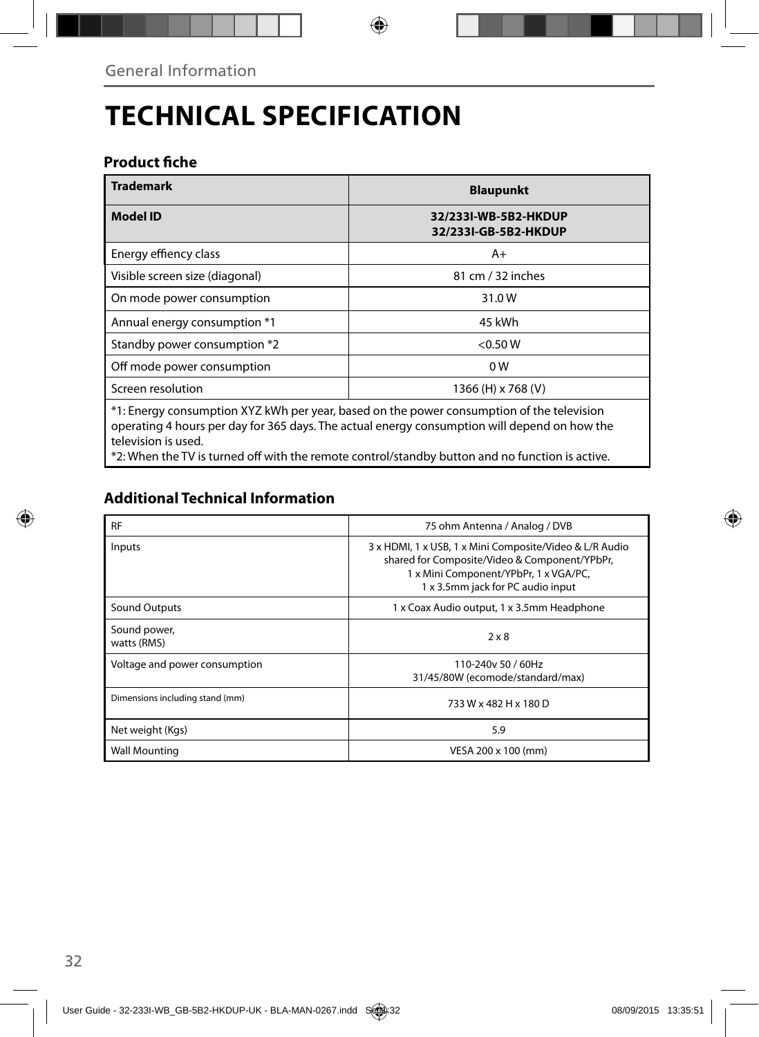General Information

# TECHNICAL SPECIFICATION

### Product fiche

| Trademark | Blaupunkt |
| --- | --- |
| **Model ID** | **32/233I-WB-5B2-HKDUP**<br>**32/233I-GB-5B2-HKDUP** |
| Energy effiency class | A+ |
| Visible screen size (diagonal) | 81 cm / 32 inches |
| On mode power consumption | 31.0 W |
| Annual energy consumption *1 | 45 kWh |
| Standby power consumption *2 | <0.50 W |
| Off mode power consumption | 0 W |
| Screen resolution | 1366 (H) x 768 (V) |

*1: Energy consumption XYZ kWh per year, based on the power consumption of the television operating 4 hours per day for 365 days. The actual energy consumption will depend on how the television is used.
*2: When the TV is turned off with the remote control/standby button and no function is active.

### Additional Technical Information

| RF | 75 ohm Antenna / Analog / DVB |
| --- | --- |
| Inputs | 3 x HDMI, 1 x USB, 1 x Mini Composite/Video & L/R Audio shared for Composite/Video & Component/YPbPr, 1 x Mini Component/YPbPr, 1 x VGA/PC, 1 x 3.5mm jack for PC audio input |
| Sound Outputs | 1 x Coax Audio output, 1 x 3.5mm Headphone |
| Sound power, watts (RMS) | 2 x 8 |
| Voltage and power consumption | 110-240v 50 / 60Hz<br>31/45/80W (ecomode/standard/max) |
| Dimensions including stand (mm) | 733 W x 482 H x 180 D |
| Net weight (Kgs) | 5.9 |
| Wall Mounting | VESA 200 x 100 (mm) |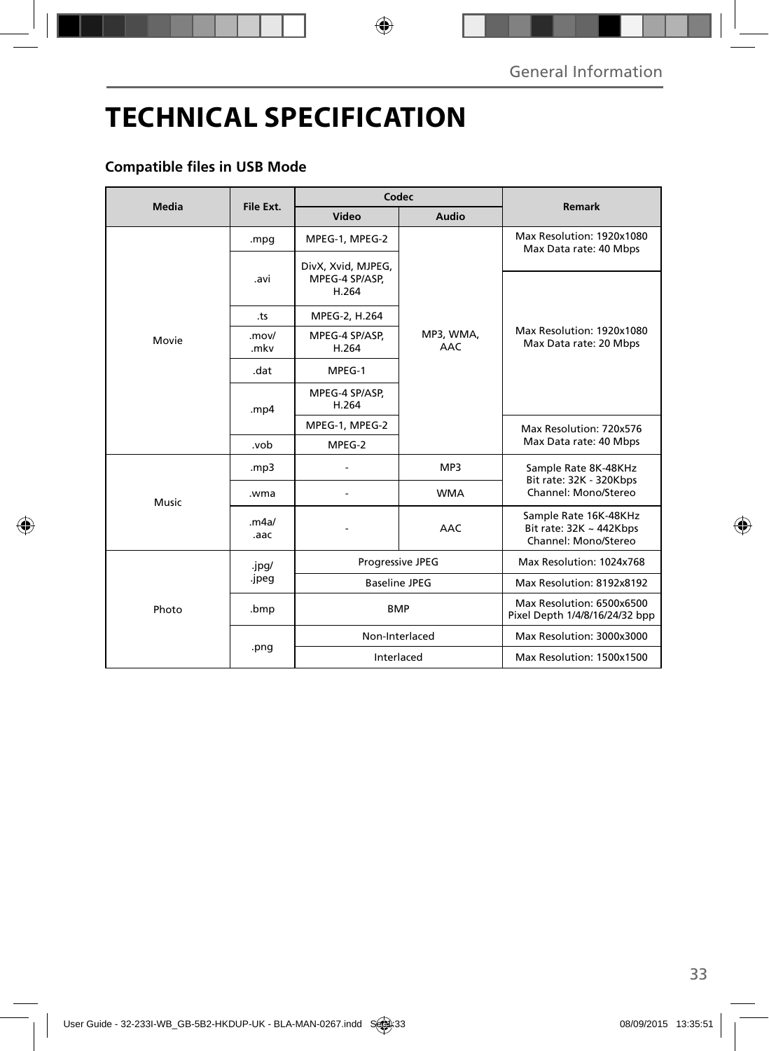# TECHNICAL SPECIFICATION

## Compatible files in USB Mode

| Media | File Ext. | Codec | | Remark |
|---|---|---|---|---|
| | | Video | Audio | |
| Movie | .mpg | MPEG-1, MPEG-2 | MP3, WMA, AAC | Max Resolution: 1920x1080 Max Data rate: 40 Mbps |
| | .avi | DivX, Xvid, MJPEG, MPEG-4 SP/ASP, H.264 | | Max Resolution: 1920x1080 Max Data rate: 20 Mbps |
| | .ts | MPEG-2, H.264 | | |
| | .mov/ .mkv | MPEG-4 SP/ASP, H.264 | | |
| | .dat | MPEG-1 | | |
| | .mp4 | MPEG-4 SP/ASP, H.264 | | |
| | | MPEG-1, MPEG-2 | | Max Resolution: 720x576 Max Data rate: 40 Mbps |
| | .vob | MPEG-2 | | |
| Music | .mp3 | - | MP3 | Sample Rate 8K-48KHz Bit rate: 32K - 320Kbps Channel: Mono/Stereo |
| | .wma | - | WMA | |
| | .m4a/ .aac | - | AAC | Sample Rate 16K-48KHz Bit rate: 32K ~ 442Kbps Channel: Mono/Stereo |
| Photo | .jpg/ .jpeg | Progressive JPEG | | Max Resolution: 1024x768 |
| | | Baseline JPEG | | Max Resolution: 8192x8192 |
| | .bmp | BMP | | Max Resolution: 6500x6500 Pixel Depth 1/4/8/16/24/32 bpp |
| | .png | Non-Interlaced | | Max Resolution: 3000x3000 |
| | | Interlaced | | Max Resolution: 1500x1500 |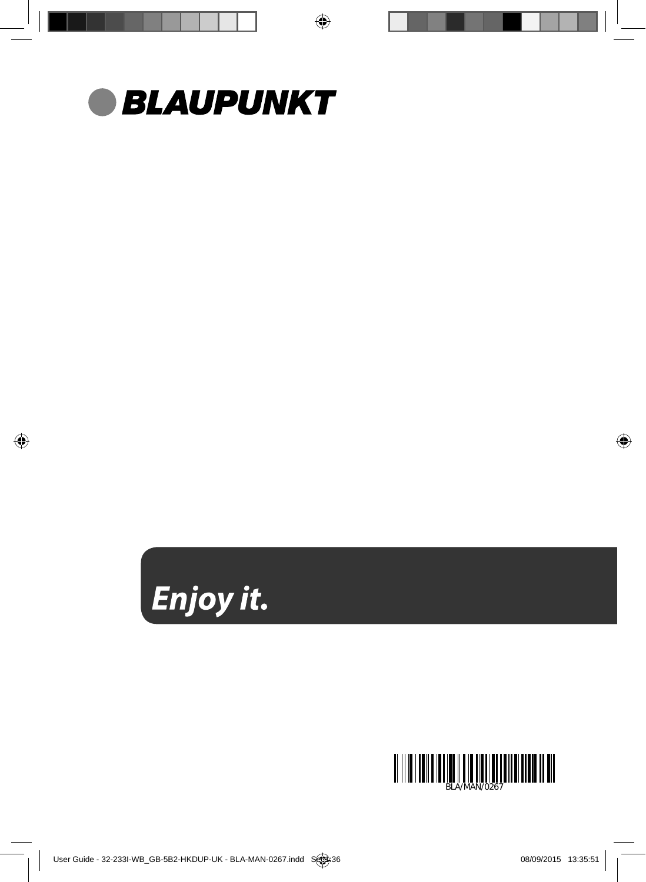BLAUPUNKT

Enjoy it.

BLA/MAN/0267